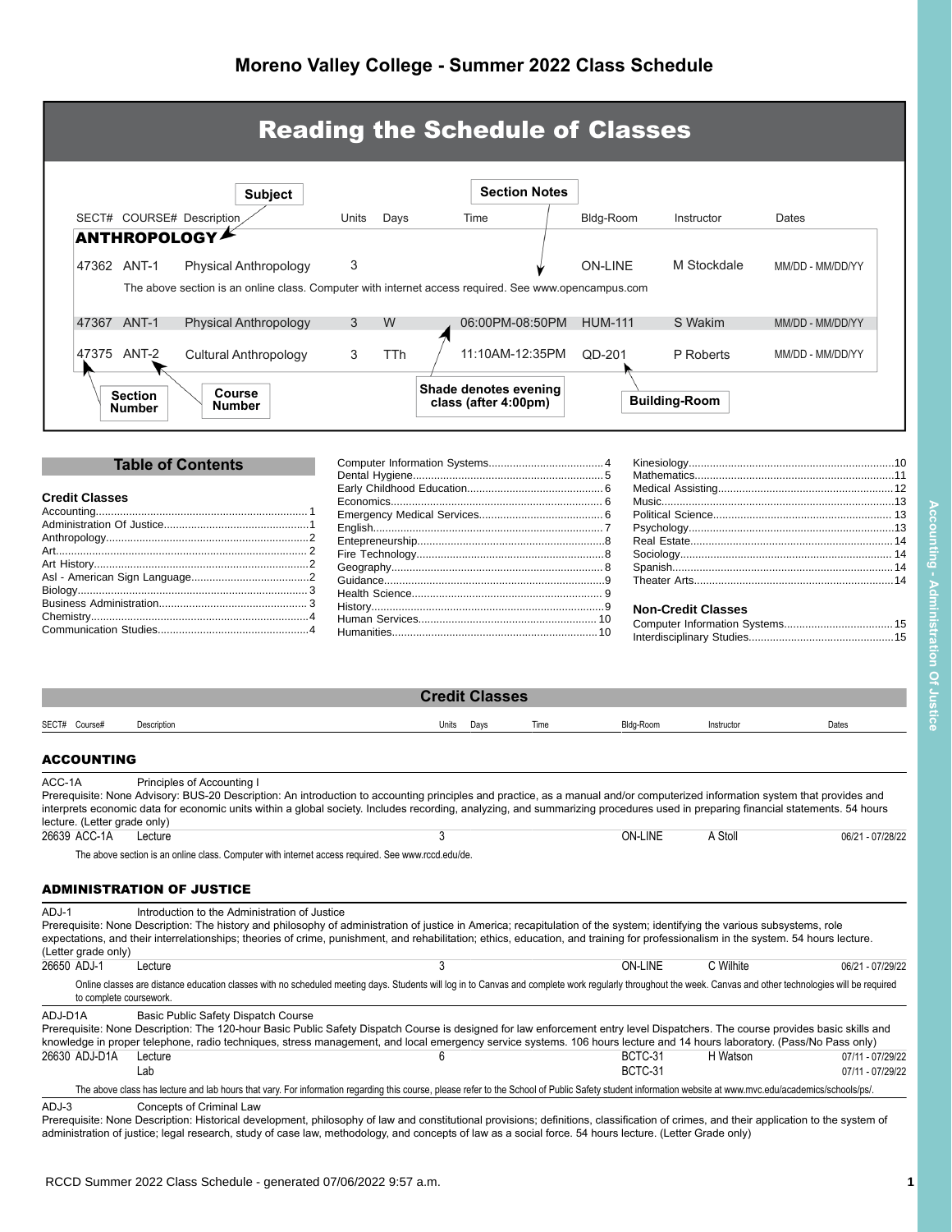# Moreno Valley College - Summer 2022 Class Schedule

## Reading the Schedule of Classes

| SECT# | COURSE# | Description | Units | Days | Time | Bldg-Room | Instructor | Dates |
|---|---|---|---|---|---|---|---|---|
| **ANTHROPOLOGY** | | | | | | | | |
| 47362 | ANT-1 | Physical Anthropology | 3 | | | ON-LINE | M Stockdale | MM/DD - MM/DD/YY |
| | The above section is an online class. Computer with internet access required. See www.opencampus.com | | | | | | | |
| 47367 | ANT-1 | Physical Anthropology | 3 | W | 06:00PM-08:50PM | HUM-111 | S Wakim | MM/DD - MM/DD/YY |
| 47375 | ANT-2 | Cultural Anthropology | 3 | TTh | 11:10AM-12:35PM | QD-201 | P Roberts | MM/DD - MM/DD/YY |

Labels: Subject; Section Notes; Section Number; Course Number; Shade denotes evening class (after 4:00pm); Building-Room

## Table of Contents

### Credit Classes

- Accounting.....1
- Administration Of Justice.....1
- Anthropology.....2
- Art.....2
- Art History.....2
- Asl - American Sign Language.....2
- Biology.....3
- Business Administration.....3
- Chemistry.....4
- Communication Studies.....4
- Computer Information Systems.....4
- Dental Hygiene.....5
- Early Childhood Education.....6
- Economics.....6
- Emergency Medical Services.....6
- English.....7
- Entepreneurship.....8
- Fire Technology.....8
- Geography.....8
- Guidance.....9
- Health Science.....9
- History.....9
- Human Services.....10
- Humanities.....10
- Kinesiology.....10
- Mathematics.....11
- Medical Assisting.....12
- Music.....13
- Political Science.....13
- Psychology.....13
- Real Estate.....14
- Sociology.....14
- Spanish.....14
- Theater Arts.....14

### Non-Credit Classes

- Computer Information Systems.....15
- Interdisciplinary Studies.....15

## Credit Classes

| SECT# | Course# | Description | Units | Days | Time | Bldg-Room | Instructor | Dates |
|---|---|---|---|---|---|---|---|---|

### ACCOUNTING

**ACC-1A** Principles of Accounting I

Prerequisite: None Advisory: BUS-20 Description: An introduction to accounting principles and practice, as a manual and/or computerized information system that provides and interprets economic data for economic units within a global society. Includes recording, analyzing, and summarizing procedures used in preparing financial statements. 54 hours lecture. (Letter grade only)

| SECT# | Course# | Description | Units | Days | Time | Bldg-Room | Instructor | Dates |
|---|---|---|---|---|---|---|---|---|
| 26639 | ACC-1A | Lecture | 3 | | | ON-LINE | A Stoll | 06/21 - 07/28/22 |

The above section is an online class. Computer with internet access required. See www.rccd.edu/de.

### ADMINISTRATION OF JUSTICE

**ADJ-1** Introduction to the Administration of Justice

Prerequisite: None Description: The history and philosophy of administration of justice in America; recapitulation of the system; identifying the various subsystems, role expectations, and their interrelationships; theories of crime, punishment, and rehabilitation; ethics, education, and training for professionalism in the system. 54 hours lecture. (Letter grade only)

| SECT# | Course# | Description | Units | Days | Time | Bldg-Room | Instructor | Dates |
|---|---|---|---|---|---|---|---|---|
| 26650 | ADJ-1 | Lecture | 3 | | | ON-LINE | C Wilhite | 06/21 - 07/29/22 |

Online classes are distance education classes with no scheduled meeting days. Students will log in to Canvas and complete work regularly throughout the week. Canvas and other technologies will be required to complete coursework.

**ADJ-D1A** Basic Public Safety Dispatch Course

Prerequisite: None Description: The 120-hour Basic Public Safety Dispatch Course is designed for law enforcement entry level Dispatchers. The course provides basic skills and knowledge in proper telephone, radio techniques, stress management, and local emergency service systems. 106 hours lecture and 14 hours laboratory. (Pass/No Pass only)

| SECT# | Course# | Description | Units | Days | Time | Bldg-Room | Instructor | Dates |
|---|---|---|---|---|---|---|---|---|
| 26630 | ADJ-D1A | Lecture | 6 | | | BCTC-31 | H Watson | 07/11 - 07/29/22 |
| | | Lab | | | | BCTC-31 | | 07/11 - 07/29/22 |

The above class has lecture and lab hours that vary. For information regarding this course, please refer to the School of Public Safety student information website at www.mvc.edu/academics/schools/ps/.

**ADJ-3** Concepts of Criminal Law

Prerequisite: None Description: Historical development, philosophy of law and constitutional provisions; definitions, classification of crimes, and their application to the system of administration of justice; legal research, study of case law, methodology, and concepts of law as a social force. 54 hours lecture. (Letter Grade only)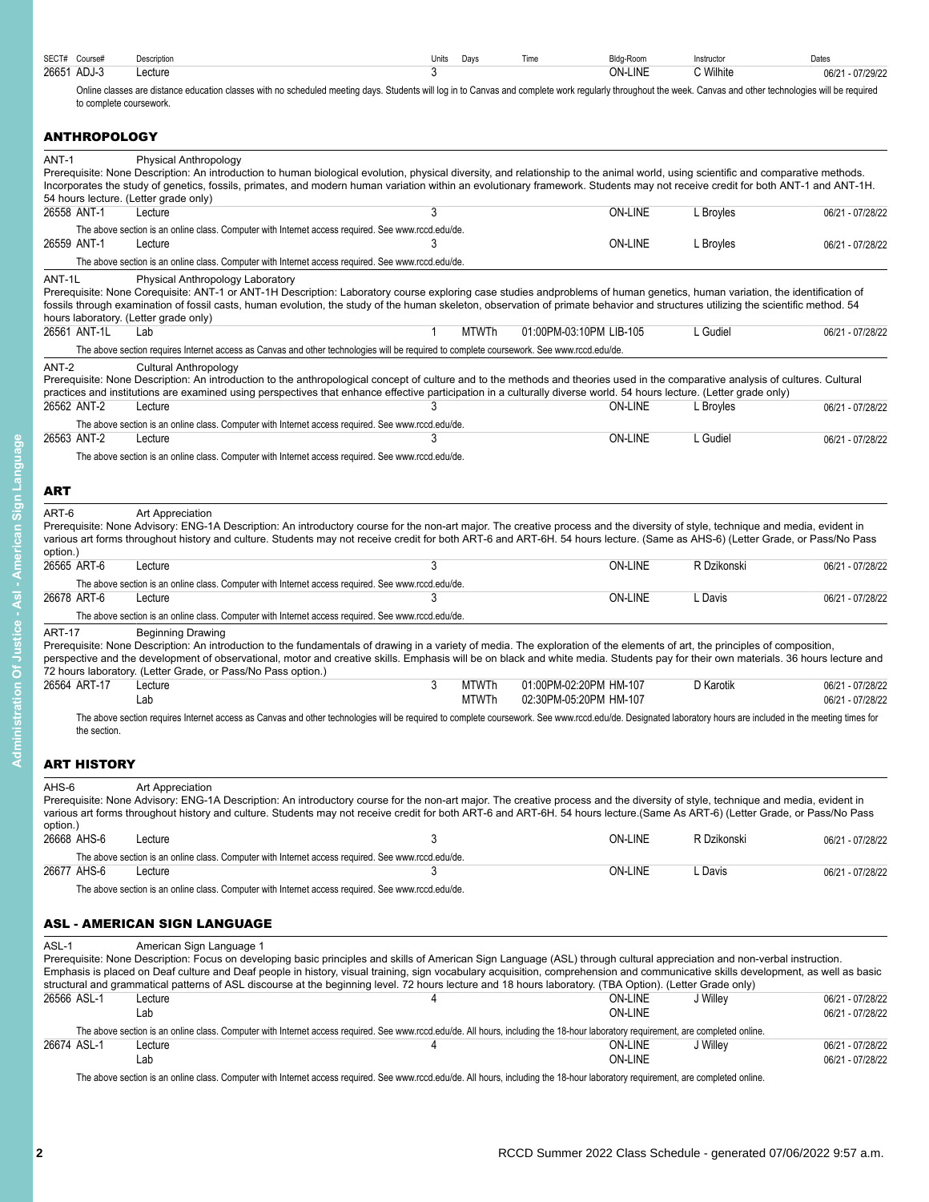| SECT# | Course# | Description | Units | Days | Time | Bldg-Room | Instructor | Dates |
|---|---|---|---|---|---|---|---|---|
| 26651 | ADJ-3 | Lecture | 3 | | | ON-LINE | C Wilhite | 06/21 - 07/29/22 |

Online classes are distance education classes with no scheduled meeting days. Students will log in to Canvas and complete work regularly throughout the week. Canvas and other technologies will be required to complete coursework.

## ANTHROPOLOGY

**ANT-1** Physical Anthropology

Prerequisite: None Description: An introduction to human biological evolution, physical diversity, and relationship to the animal world, using scientific and comparative methods. Incorporates the study of genetics, fossils, primates, and modern human variation within an evolutionary framework. Students may not receive credit for both ANT-1 and ANT-1H. 54 hours lecture. (Letter grade only)

| SECT# | Course# | Description | Units | Days | Time | Bldg-Room | Instructor | Dates |
|---|---|---|---|---|---|---|---|---|
| 26558 | ANT-1 | Lecture | 3 | | | ON-LINE | L Broyles | 06/21 - 07/28/22 |

The above section is an online class. Computer with Internet access required. See www.rccd.edu/de.

| SECT# | Course# | Description | Units | Days | Time | Bldg-Room | Instructor | Dates |
|---|---|---|---|---|---|---|---|---|
| 26559 | ANT-1 | Lecture | 3 | | | ON-LINE | L Broyles | 06/21 - 07/28/22 |

The above section is an online class. Computer with Internet access required. See www.rccd.edu/de.

**ANT-1L** Physical Anthropology Laboratory

Prerequisite: None Corequisite: ANT-1 or ANT-1H Description: Laboratory course exploring case studies andproblems of human genetics, human variation, the identification of fossils through examination of fossil casts, human evolution, the study of the human skeleton, observation of primate behavior and structures utilizing the scientific method. 54 hours laboratory. (Letter grade only)

| SECT# | Course# | Description | Units | Days | Time | Bldg-Room | Instructor | Dates |
|---|---|---|---|---|---|---|---|---|
| 26561 | ANT-1L | Lab | 1 | MTWTh | 01:00PM-03:10PM | LIB-105 | L Gudiel | 06/21 - 07/28/22 |

The above section requires Internet access as Canvas and other technologies will be required to complete coursework. See www.rccd.edu/de.

**ANT-2** Cultural Anthropology

Prerequisite: None Description: An introduction to the anthropological concept of culture and to the methods and theories used in the comparative analysis of cultures. Cultural practices and institutions are examined using perspectives that enhance effective participation in a culturally diverse world. 54 hours lecture. (Letter grade only)

| SECT# | Course# | Description | Units | Days | Time | Bldg-Room | Instructor | Dates |
|---|---|---|---|---|---|---|---|---|
| 26562 | ANT-2 | Lecture | 3 | | | ON-LINE | L Broyles | 06/21 - 07/28/22 |

The above section is an online class. Computer with Internet access required. See www.rccd.edu/de.

| SECT# | Course# | Description | Units | Days | Time | Bldg-Room | Instructor | Dates |
|---|---|---|---|---|---|---|---|---|
| 26563 | ANT-2 | Lecture | 3 | | | ON-LINE | L Gudiel | 06/21 - 07/28/22 |

The above section is an online class. Computer with Internet access required. See www.rccd.edu/de.

## ART

**ART-6** Art Appreciation

Prerequisite: None Advisory: ENG-1A Description: An introductory course for the non-art major. The creative process and the diversity of style, technique and media, evident in various art forms throughout history and culture. Students may not receive credit for both ART-6 and ART-6H. 54 hours lecture. (Same as AHS-6) (Letter Grade, or Pass/No Pass option.)

| SECT# | Course# | Description | Units | Days | Time | Bldg-Room | Instructor | Dates |
|---|---|---|---|---|---|---|---|---|
| 26565 | ART-6 | Lecture | 3 | | | ON-LINE | R Dzikonski | 06/21 - 07/28/22 |

The above section is an online class. Computer with Internet access required. See www.rccd.edu/de.

| SECT# | Course# | Description | Units | Days | Time | Bldg-Room | Instructor | Dates |
|---|---|---|---|---|---|---|---|---|
| 26678 | ART-6 | Lecture | 3 | | | ON-LINE | L Davis | 06/21 - 07/28/22 |

The above section is an online class. Computer with Internet access required. See www.rccd.edu/de.

**ART-17** Beginning Drawing

Prerequisite: None Description: An introduction to the fundamentals of drawing in a variety of media. The exploration of the elements of art, the principles of composition, perspective and the development of observational, motor and creative skills. Emphasis will be on black and white media. Students pay for their own materials. 36 hours lecture and 72 hours laboratory. (Letter Grade, or Pass/No Pass option.)

| SECT# | Course# | Description | Units | Days | Time | Bldg-Room | Instructor | Dates |
|---|---|---|---|---|---|---|---|---|
| 26564 | ART-17 | Lecture | 3 | MTWTh | 01:00PM-02:20PM | HM-107 | D Karotik | 06/21 - 07/28/22 |
| | | Lab | | MTWTh | 02:30PM-05:20PM | HM-107 | | 06/21 - 07/28/22 |

The above section requires Internet access as Canvas and other technologies will be required to complete coursework. See www.rccd.edu/de. Designated laboratory hours are included in the meeting times for the section.

## ART HISTORY

**AHS-6** Art Appreciation

Prerequisite: None Advisory: ENG-1A Description: An introductory course for the non-art major. The creative process and the diversity of style, technique and media, evident in various art forms throughout history and culture. Students may not receive credit for both ART-6 and ART-6H. 54 hours lecture.(Same As ART-6) (Letter Grade, or Pass/No Pass option.)

| SECT# | Course# | Description | Units | Days | Time | Bldg-Room | Instructor | Dates |
|---|---|---|---|---|---|---|---|---|
| 26668 | AHS-6 | Lecture | 3 | | | ON-LINE | R Dzikonski | 06/21 - 07/28/22 |

The above section is an online class. Computer with Internet access required. See www.rccd.edu/de.

| SECT# | Course# | Description | Units | Days | Time | Bldg-Room | Instructor | Dates |
|---|---|---|---|---|---|---|---|---|
| 26677 | AHS-6 | Lecture | 3 | | | ON-LINE | L Davis | 06/21 - 07/28/22 |

The above section is an online class. Computer with Internet access required. See www.rccd.edu/de.

## ASL - AMERICAN SIGN LANGUAGE

**ASL-1** American Sign Language 1

Prerequisite: None Description: Focus on developing basic principles and skills of American Sign Language (ASL) through cultural appreciation and non-verbal instruction. Emphasis is placed on Deaf culture and Deaf people in history, visual training, sign vocabulary acquisition, comprehension and communicative skills development, as well as basic structural and grammatical patterns of ASL discourse at the beginning level. 72 hours lecture and 18 hours laboratory. (TBA Option). (Letter Grade only)

| SECT# | Course# | Description | Units | Days | Time | Bldg-Room | Instructor | Dates |
|---|---|---|---|---|---|---|---|---|
| 26566 | ASL-1 | Lecture | 4 | | | ON-LINE | J Willey | 06/21 - 07/28/22 |
| | | Lab | | | | ON-LINE | | 06/21 - 07/28/22 |

The above section is an online class. Computer with Internet access required. See www.rccd.edu/de. All hours, including the 18-hour laboratory requirement, are completed online.

| SECT# | Course# | Description | Units | Days | Time | Bldg-Room | Instructor | Dates |
|---|---|---|---|---|---|---|---|---|
| 26674 | ASL-1 | Lecture | 4 | | | ON-LINE | J Willey | 06/21 - 07/28/22 |
| | | Lab | | | | ON-LINE | | 06/21 - 07/28/22 |

The above section is an online class. Computer with Internet access required. See www.rccd.edu/de. All hours, including the 18-hour laboratory requirement, are completed online.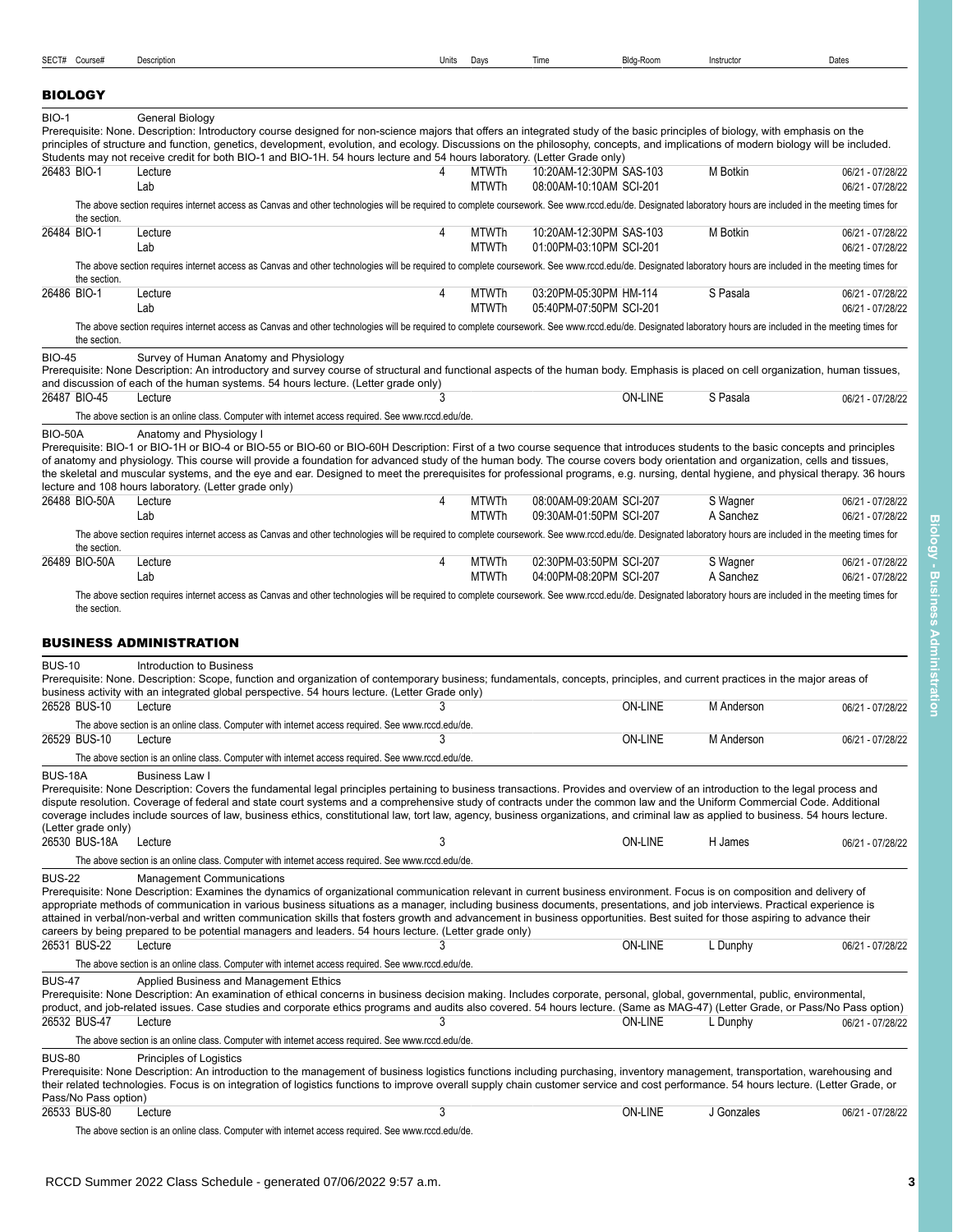| SECT# | Course# | Description | Units | Days | Time | Bldg-Room | Instructor | Dates |
|---|---|---|---|---|---|---|---|---|

## BIOLOGY

**BIO-1** General Biology

Prerequisite: None. Description: Introductory course designed for non-science majors that offers an integrated study of the basic principles of biology, with emphasis on the principles of structure and function, genetics, development, evolution, and ecology. Discussions on the philosophy, concepts, and implications of modern biology will be included. Students may not receive credit for both BIO-1 and BIO-1H. 54 hours lecture and 54 hours laboratory. (Letter Grade only)

| SECT# | Course# | Description | Units | Days | Time | Bldg-Room | Instructor | Dates |
|---|---|---|---|---|---|---|---|---|
| 26483 | BIO-1 | Lecture | 4 | MTWTh | 10:20AM-12:30PM | SAS-103 | M Botkin | 06/21 - 07/28/22 |
| | | Lab | | MTWTh | 08:00AM-10:10AM | SCI-201 | | 06/21 - 07/28/22 |

The above section requires internet access as Canvas and other technologies will be required to complete coursework. See www.rccd.edu/de. Designated laboratory hours are included in the meeting times for the section.

| SECT# | Course# | Description | Units | Days | Time | Bldg-Room | Instructor | Dates |
|---|---|---|---|---|---|---|---|---|
| 26484 | BIO-1 | Lecture | 4 | MTWTh | 10:20AM-12:30PM | SAS-103 | M Botkin | 06/21 - 07/28/22 |
| | | Lab | | MTWTh | 01:00PM-03:10PM | SCI-201 | | 06/21 - 07/28/22 |

The above section requires internet access as Canvas and other technologies will be required to complete coursework. See www.rccd.edu/de. Designated laboratory hours are included in the meeting times for the section.

| SECT# | Course# | Description | Units | Days | Time | Bldg-Room | Instructor | Dates |
|---|---|---|---|---|---|---|---|---|
| 26486 | BIO-1 | Lecture | 4 | MTWTh | 03:20PM-05:30PM | HM-114 | S Pasala | 06/21 - 07/28/22 |
| | | Lab | | MTWTh | 05:40PM-07:50PM | SCI-201 | | 06/21 - 07/28/22 |

The above section requires internet access as Canvas and other technologies will be required to complete coursework. See www.rccd.edu/de. Designated laboratory hours are included in the meeting times for the section.

**BIO-45** Survey of Human Anatomy and Physiology

Prerequisite: None Description: An introductory and survey course of structural and functional aspects of the human body. Emphasis is placed on cell organization, human tissues, and discussion of each of the human systems. 54 hours lecture. (Letter grade only)

| SECT# | Course# | Description | Units | Days | Time | Bldg-Room | Instructor | Dates |
|---|---|---|---|---|---|---|---|---|
| 26487 | BIO-45 | Lecture | 3 | | | ON-LINE | S Pasala | 06/21 - 07/28/22 |

The above section is an online class. Computer with internet access required. See www.rccd.edu/de.

**BIO-50A** Anatomy and Physiology I

Prerequisite: BIO-1 or BIO-1H or BIO-4 or BIO-55 or BIO-60 or BIO-60H Description: First of a two course sequence that introduces students to the basic concepts and principles of anatomy and physiology. This course will provide a foundation for advanced study of the human body. The course covers body orientation and organization, cells and tissues, the skeletal and muscular systems, and the eye and ear. Designed to meet the prerequisites for professional programs, e.g. nursing, dental hygiene, and physical therapy. 36 hours lecture and 108 hours laboratory. (Letter grade only)

| SECT# | Course# | Description | Units | Days | Time | Bldg-Room | Instructor | Dates |
|---|---|---|---|---|---|---|---|---|
| 26488 | BIO-50A | Lecture | 4 | MTWTh | 08:00AM-09:20AM | SCI-207 | S Wagner | 06/21 - 07/28/22 |
| | | Lab | | MTWTh | 09:30AM-01:50PM | SCI-207 | A Sanchez | 06/21 - 07/28/22 |

The above section requires internet access as Canvas and other technologies will be required to complete coursework. See www.rccd.edu/de. Designated laboratory hours are included in the meeting times for the section.

| SECT# | Course# | Description | Units | Days | Time | Bldg-Room | Instructor | Dates |
|---|---|---|---|---|---|---|---|---|
| 26489 | BIO-50A | Lecture | 4 | MTWTh | 02:30PM-03:50PM | SCI-207 | S Wagner | 06/21 - 07/28/22 |
| | | Lab | | MTWTh | 04:00PM-08:20PM | SCI-207 | A Sanchez | 06/21 - 07/28/22 |

The above section requires internet access as Canvas and other technologies will be required to complete coursework. See www.rccd.edu/de. Designated laboratory hours are included in the meeting times for the section.

## BUSINESS ADMINISTRATION

**BUS-10** Introduction to Business

Prerequisite: None. Description: Scope, function and organization of contemporary business; fundamentals, concepts, principles, and current practices in the major areas of business activity with an integrated global perspective. 54 hours lecture. (Letter Grade only)

| SECT# | Course# | Description | Units | Days | Time | Bldg-Room | Instructor | Dates |
|---|---|---|---|---|---|---|---|---|
| 26528 | BUS-10 | Lecture | 3 | | | ON-LINE | M Anderson | 06/21 - 07/28/22 |

The above section is an online class. Computer with internet access required. See www.rccd.edu/de.

| SECT# | Course# | Description | Units | Days | Time | Bldg-Room | Instructor | Dates |
|---|---|---|---|---|---|---|---|---|
| 26529 | BUS-10 | Lecture | 3 | | | ON-LINE | M Anderson | 06/21 - 07/28/22 |

The above section is an online class. Computer with internet access required. See www.rccd.edu/de.

**BUS-18A** Business Law I

Prerequisite: None Description: Covers the fundamental legal principles pertaining to business transactions. Provides and overview of an introduction to the legal process and dispute resolution. Coverage of federal and state court systems and a comprehensive study of contracts under the common law and the Uniform Commercial Code. Additional coverage includes include sources of law, business ethics, constitutional law, tort law, agency, business organizations, and criminal law as applied to business. 54 hours lecture. (Letter grade only)

| SECT# | Course# | Description | Units | Days | Time | Bldg-Room | Instructor | Dates |
|---|---|---|---|---|---|---|---|---|
| 26530 | BUS-18A | Lecture | 3 | | | ON-LINE | H James | 06/21 - 07/28/22 |

The above section is an online class. Computer with internet access required. See www.rccd.edu/de.

**BUS-22** Management Communications

Prerequisite: None Description: Examines the dynamics of organizational communication relevant in current business environment. Focus is on composition and delivery of appropriate methods of communication in various business situations as a manager, including business documents, presentations, and job interviews. Practical experience is attained in verbal/non-verbal and written communication skills that fosters growth and advancement in business opportunities. Best suited for those aspiring to advance their careers by being prepared to be potential managers and leaders. 54 hours lecture. (Letter grade only)

| SECT# | Course# | Description | Units | Days | Time | Bldg-Room | Instructor | Dates |
|---|---|---|---|---|---|---|---|---|
| 26531 | BUS-22 | Lecture | 3 | | | ON-LINE | L Dunphy | 06/21 - 07/28/22 |

The above section is an online class. Computer with internet access required. See www.rccd.edu/de.

**BUS-47** Applied Business and Management Ethics

Prerequisite: None Description: An examination of ethical concerns in business decision making. Includes corporate, personal, global, governmental, public, environmental, product, and job-related issues. Case studies and corporate ethics programs and audits also covered. 54 hours lecture. (Same as MAG-47) (Letter Grade, or Pass/No Pass option)

| SECT# | Course# | Description | Units | Days | Time | Bldg-Room | Instructor | Dates |
|---|---|---|---|---|---|---|---|---|
| 26532 | BUS-47 | Lecture | 3 | | | ON-LINE | L Dunphy | 06/21 - 07/28/22 |

The above section is an online class. Computer with internet access required. See www.rccd.edu/de.

**BUS-80** Principles of Logistics

Prerequisite: None Description: An introduction to the management of business logistics functions including purchasing, inventory management, transportation, warehousing and their related technologies. Focus is on integration of logistics functions to improve overall supply chain customer service and cost performance. 54 hours lecture. (Letter Grade, or Pass/No Pass option)

| SECT# | Course# | Description | Units | Days | Time | Bldg-Room | Instructor | Dates |
|---|---|---|---|---|---|---|---|---|
| 26533 | BUS-80 | Lecture | 3 | | | ON-LINE | J Gonzales | 06/21 - 07/28/22 |

The above section is an online class. Computer with internet access required. See www.rccd.edu/de.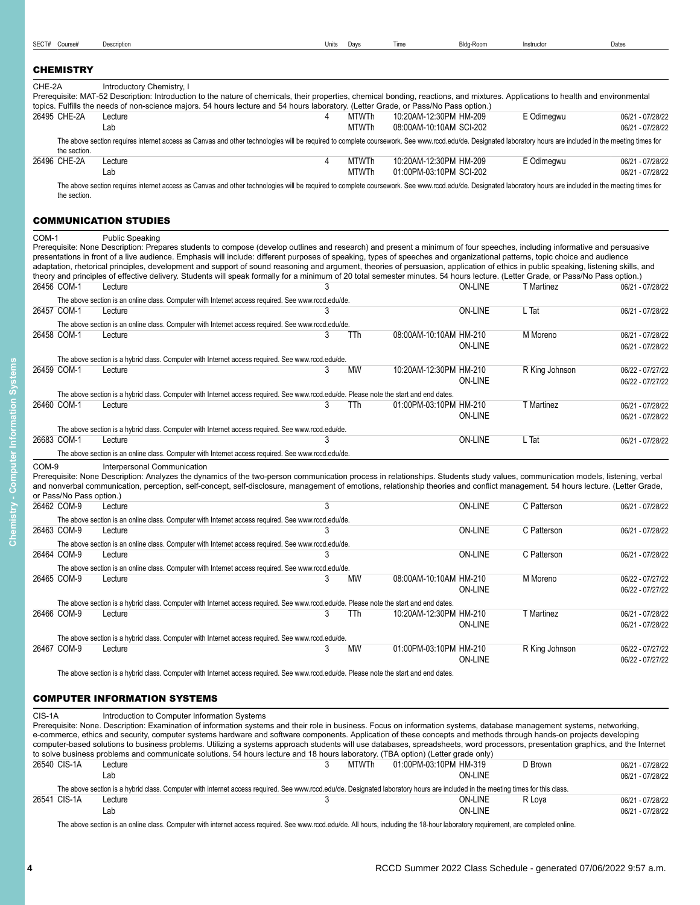## CHEMISTRY

**CHE-2A** Introductory Chemistry, I

Prerequisite: MAT-52 Description: Introduction to the nature of chemicals, their properties, chemical bonding, reactions, and mixtures. Applications to health and environmental topics. Fulfills the needs of non-science majors. 54 hours lecture and 54 hours laboratory. (Letter Grade, or Pass/No Pass option.)

| SECT# | Course# | Description | Units | Days | Time | Bldg-Room | Instructor | Dates |
|---|---|---|---|---|---|---|---|---|
| 26495 | CHE-2A | Lecture | 4 | MTWTh | 10:20AM-12:30PM | HM-209 | E Odimegwu | 06/21 - 07/28/22 |
| | | Lab | | MTWTh | 08:00AM-10:10AM | SCI-202 | | 06/21 - 07/28/22 |

The above section requires internet access as Canvas and other technologies will be required to complete coursework. See www.rccd.edu/de. Designated laboratory hours are included in the meeting times for the section.

| SECT# | Course# | Description | Units | Days | Time | Bldg-Room | Instructor | Dates |
|---|---|---|---|---|---|---|---|---|
| 26496 | CHE-2A | Lecture | 4 | MTWTh | 10:20AM-12:30PM | HM-209 | E Odimegwu | 06/21 - 07/28/22 |
| | | Lab | | MTWTh | 01:00PM-03:10PM | SCI-202 | | 06/21 - 07/28/22 |

The above section requires internet access as Canvas and other technologies will be required to complete coursework. See www.rccd.edu/de. Designated laboratory hours are included in the meeting times for the section.

## COMMUNICATION STUDIES

**COM-1** Public Speaking

Prerequisite: None Description: Prepares students to compose (develop outlines and research) and present a minimum of four speeches, including informative and persuasive presentations in front of a live audience. Emphasis will include: different purposes of speaking, types of speeches and organizational patterns, topic choice and audience adaptation, rhetorical principles, development and support of sound reasoning and argument, theories of persuasion, application of ethics in public speaking, listening skills, and theory and principles of effective delivery. Students will speak formally for a minimum of 20 total semester minutes. 54 hours lecture. (Letter Grade, or Pass/No Pass option.)

| SECT# | Course# | Description | Units | Days | Time | Bldg-Room | Instructor | Dates |
|---|---|---|---|---|---|---|---|---|
| 26456 | COM-1 | Lecture | 3 | | | ON-LINE | T Martinez | 06/21 - 07/28/22 |

The above section is an online class. Computer with Internet access required. See www.rccd.edu/de.

| SECT# | Course# | Description | Units | Days | Time | Bldg-Room | Instructor | Dates |
|---|---|---|---|---|---|---|---|---|
| 26457 | COM-1 | Lecture | 3 | | | ON-LINE | L Tat | 06/21 - 07/28/22 |

The above section is an online class. Computer with Internet access required. See www.rccd.edu/de.

| SECT# | Course# | Description | Units | Days | Time | Bldg-Room | Instructor | Dates |
|---|---|---|---|---|---|---|---|---|
| 26458 | COM-1 | Lecture | 3 | TTh | 08:00AM-10:10AM | HM-210 | M Moreno | 06/21 - 07/28/22 |
| | | | | | | ON-LINE | | 06/21 - 07/28/22 |

The above section is a hybrid class. Computer with Internet access required. See www.rccd.edu/de.

| SECT# | Course# | Description | Units | Days | Time | Bldg-Room | Instructor | Dates |
|---|---|---|---|---|---|---|---|---|
| 26459 | COM-1 | Lecture | 3 | MW | 10:20AM-12:30PM | HM-210 | R King Johnson | 06/22 - 07/27/22 |
| | | | | | | ON-LINE | | 06/22 - 07/27/22 |

The above section is a hybrid class. Computer with Internet access required. See www.rccd.edu/de. Please note the start and end dates.

| SECT# | Course# | Description | Units | Days | Time | Bldg-Room | Instructor | Dates |
|---|---|---|---|---|---|---|---|---|
| 26460 | COM-1 | Lecture | 3 | TTh | 01:00PM-03:10PM | HM-210 | T Martinez | 06/21 - 07/28/22 |
| | | | | | | ON-LINE | | 06/21 - 07/28/22 |

The above section is a hybrid class. Computer with Internet access required. See www.rccd.edu/de.

| SECT# | Course# | Description | Units | Days | Time | Bldg-Room | Instructor | Dates |
|---|---|---|---|---|---|---|---|---|
| 26683 | COM-1 | Lecture | 3 | | | ON-LINE | L Tat | 06/21 - 07/28/22 |

The above section is an online class. Computer with Internet access required. See www.rccd.edu/de.

**COM-9** Interpersonal Communication

Prerequisite: None Description: Analyzes the dynamics of the two-person communication process in relationships. Students study values, communication models, listening, verbal and nonverbal communication, perception, self-concept, self-disclosure, management of emotions, relationship theories and conflict management. 54 hours lecture. (Letter Grade, or Pass/No Pass option.)

| SECT# | Course# | Description | Units | Days | Time | Bldg-Room | Instructor | Dates |
|---|---|---|---|---|---|---|---|---|
| 26462 | COM-9 | Lecture | 3 | | | ON-LINE | C Patterson | 06/21 - 07/28/22 |

The above section is an online class. Computer with Internet access required. See www.rccd.edu/de.

| SECT# | Course# | Description | Units | Days | Time | Bldg-Room | Instructor | Dates |
|---|---|---|---|---|---|---|---|---|
| 26463 | COM-9 | Lecture | 3 | | | ON-LINE | C Patterson | 06/21 - 07/28/22 |

The above section is an online class. Computer with Internet access required. See www.rccd.edu/de.

| SECT# | Course# | Description | Units | Days | Time | Bldg-Room | Instructor | Dates |
|---|---|---|---|---|---|---|---|---|
| 26464 | COM-9 | Lecture | 3 | | | ON-LINE | C Patterson | 06/21 - 07/28/22 |

The above section is an online class. Computer with Internet access required. See www.rccd.edu/de.

| SECT# | Course# | Description | Units | Days | Time | Bldg-Room | Instructor | Dates |
|---|---|---|---|---|---|---|---|---|
| 26465 | COM-9 | Lecture | 3 | MW | 08:00AM-10:10AM | HM-210 | M Moreno | 06/22 - 07/27/22 |
| | | | | | | ON-LINE | | 06/22 - 07/27/22 |

The above section is a hybrid class. Computer with Internet access required. See www.rccd.edu/de. Please note the start and end dates.

| SECT# | Course# | Description | Units | Days | Time | Bldg-Room | Instructor | Dates |
|---|---|---|---|---|---|---|---|---|
| 26466 | COM-9 | Lecture | 3 | TTh | 10:20AM-12:30PM | HM-210 | T Martinez | 06/21 - 07/28/22 |
| | | | | | | ON-LINE | | 06/21 - 07/28/22 |

The above section is a hybrid class. Computer with Internet access required. See www.rccd.edu/de.

| SECT# | Course# | Description | Units | Days | Time | Bldg-Room | Instructor | Dates |
|---|---|---|---|---|---|---|---|---|
| 26467 | COM-9 | Lecture | 3 | MW | 01:00PM-03:10PM | HM-210 | R King Johnson | 06/22 - 07/27/22 |
| | | | | | | ON-LINE | | 06/22 - 07/27/22 |

The above section is a hybrid class. Computer with Internet access required. See www.rccd.edu/de. Please note the start and end dates.

## COMPUTER INFORMATION SYSTEMS

**CIS-1A** Introduction to Computer Information Systems

Prerequisite: None. Description: Examination of information systems and their role in business. Focus on information systems, database management systems, networking, e-commerce, ethics and security, computer systems hardware and software components. Application of these concepts and methods through hands-on projects developing computer-based solutions to business problems. Utilizing a systems approach students will use databases, spreadsheets, word processors, presentation graphics, and the Internet to solve business problems and communicate solutions. 54 hours lecture and 18 hours laboratory. (TBA option) (Letter grade only)

| SECT# | Course# | Description | Units | Days | Time | Bldg-Room | Instructor | Dates |
|---|---|---|---|---|---|---|---|---|
| 26540 | CIS-1A | Lecture | 3 | MTWTh | 01:00PM-03:10PM | HM-319 | D Brown | 06/21 - 07/28/22 |
| | | Lab | | | | ON-LINE | | 06/21 - 07/28/22 |

The above section is a hybrid class. Computer with internet access required. See www.rccd.edu/de. Designated laboratory hours are included in the meeting times for this class.

| SECT# | Course# | Description | Units | Days | Time | Bldg-Room | Instructor | Dates |
|---|---|---|---|---|---|---|---|---|
| 26541 | CIS-1A | Lecture | 3 | | | ON-LINE | R Loya | 06/21 - 07/28/22 |
| | | Lab | | | | ON-LINE | | 06/21 - 07/28/22 |

The above section is an online class. Computer with internet access required. See www.rccd.edu/de. All hours, including the 18-hour laboratory requirement, are completed online.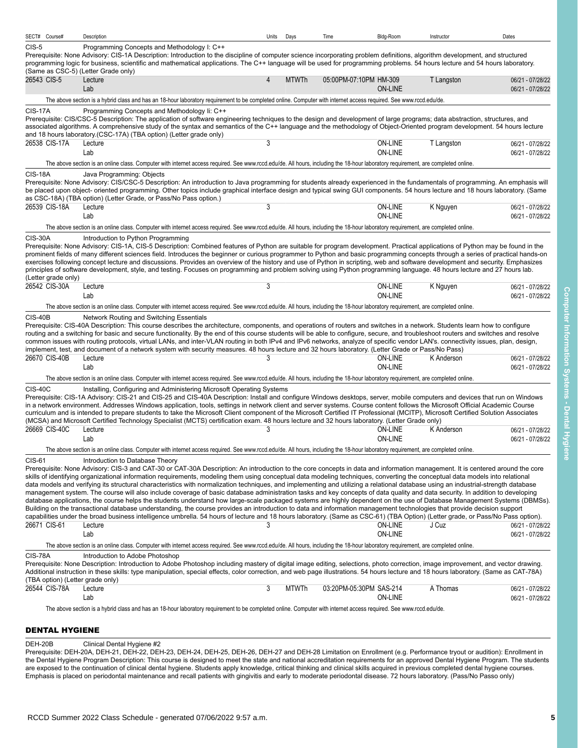| SECT# | Course# | Description | Units | Days | Time | Bldg-Room | Instructor | Dates |
|---|---|---|---|---|---|---|---|---|

**CIS-5** Programming Concepts and Methodology I: C++

Prerequisite: None Advisory: CIS-1A Description: Introduction to the discipline of computer science incorporating problem definitions, algorithm development, and structured programming logic for business, scientific and mathematical applications. The C++ language will be used for programming problems. 54 hours lecture and 54 hours laboratory. (Same as CSC-5) (Letter Grade only)

| SECT# | Course# | Description | Units | Days | Time | Bldg-Room | Instructor | Dates |
|---|---|---|---|---|---|---|---|---|
| 26543 | CIS-5 | Lecture | 4 | MTWTh | 05:00PM-07:10PM | HM-309 | T Langston | 06/21 - 07/28/22 |
| | | Lab | | | | ON-LINE | | 06/21 - 07/28/22 |

The above section is a hybrid class and has an 18-hour laboratory requirement to be completed online. Computer with internet access required. See www.rccd.edu/de.

**CIS-17A** Programming Concepts and Methodology Ii: C++

Prerequisite: CIS/CSC-5 Description: The application of software engineering techniques to the design and development of large programs; data abstraction, structures, and associated algorithms. A comprehensive study of the syntax and semantics of the C++ language and the methodology of Object-Oriented program development. 54 hours lecture and 18 hours laboratory.(CSC-17A) (TBA option) (Letter grade only)

| SECT# | Course# | Description | Units | Days | Time | Bldg-Room | Instructor | Dates |
|---|---|---|---|---|---|---|---|---|
| 26538 | CIS-17A | Lecture | 3 | | | ON-LINE | T Langston | 06/21 - 07/28/22 |
| | | Lab | | | | ON-LINE | | 06/21 - 07/28/22 |

The above section is an online class. Computer with internet access required. See www.rccd.edu/de. All hours, including the 18-hour laboratory requirement, are completed online.

**CIS-18A** Java Programming: Objects

Prerequisite: None Advisory: CIS/CSC-5 Description: An introduction to Java programming for students already experienced in the fundamentals of programming. An emphasis will be placed upon object- oriented programming. Other topics include graphical interface design and typical swing GUI components. 54 hours lecture and 18 hours laboratory. (Same as CSC-18A) (TBA option) (Letter Grade, or Pass/No Pass option.)

| SECT# | Course# | Description | Units | Days | Time | Bldg-Room | Instructor | Dates |
|---|---|---|---|---|---|---|---|---|
| 26539 | CIS-18A | Lecture | 3 | | | ON-LINE | K Nguyen | 06/21 - 07/28/22 |
| | | Lab | | | | ON-LINE | | 06/21 - 07/28/22 |

The above section is an online class. Computer with internet access required. See www.rccd.edu/de. All hours, including the 18-hour laboratory requirement, are completed online.

**CIS-30A** Introduction to Python Programming

Prerequisite: None Advisory: CIS-1A, CIS-5 Description: Combined features of Python are suitable for program development. Practical applications of Python may be found in the prominent fields of many different sciences field. Introduces the beginner or curious programmer to Python and basic programming concepts through a series of practical hands-on exercises following concept lecture and discussions. Provides an overview of the history and use of Python in scripting, web and software development and security. Emphasizes principles of software development, style, and testing. Focuses on programming and problem solving using Python programming language. 48 hours lecture and 27 hours lab. (Letter grade only)

| SECT# | Course# | Description | Units | Days | Time | Bldg-Room | Instructor | Dates |
|---|---|---|---|---|---|---|---|---|
| 26542 | CIS-30A | Lecture | 3 | | | ON-LINE | K Nguyen | 06/21 - 07/28/22 |
| | | Lab | | | | ON-LINE | | 06/21 - 07/28/22 |

The above section is an online class. Computer with internet access required. See www.rccd.edu/de. All hours, including the 18-hour laboratory requirement, are completed online.

**CIS-40B** Network Routing and Switching Essentials

Prerequisite: CIS-40A Description: This course describes the architecture, components, and operations of routers and switches in a network. Students learn how to configure routing and a switching for basic and secure functionality. By the end of this course students will be able to configure, secure, and troubleshoot routers and switches and resolve common issues with routing protocols, virtual LANs, and inter-VLAN routing in both IPv4 and IPv6 networks, analyze of specific vendor LAN's. connectivity issues, plan, design, implement, test, and document of a network system with security measures. 48 hours lecture and 32 hours laboratory. (Letter Grade or Pass/No Pass)

| SECT# | Course# | Description | Units | Days | Time | Bldg-Room | Instructor | Dates |
|---|---|---|---|---|---|---|---|---|
| 26670 | CIS-40B | Lecture | 3 | | | ON-LINE | K Anderson | 06/21 - 07/28/22 |
| | | Lab | | | | ON-LINE | | 06/21 - 07/28/22 |

The above section is an online class. Computer with internet access required. See www.rccd.edu/de. All hours, including the 18-hour laboratory requirement, are completed online.

**CIS-40C** Installing, Configuring and Administering Microsoft Operating Systems

Prerequisite: CIS-1A Advisory: CIS-21 and CIS-25 and CIS-40A Description: Install and configure Windows desktops, server, mobile computers and devices that run on Windows in a network environment. Addresses Windows application, tools, settings in network client and server systems. Course content follows the Microsoft Official Academic Course curriculum and is intended to prepare students to take the Microsoft Client component of the Microsoft Certified IT Professional (MCITP), Microsoft Certified Solution Associates (MCSA) and Microsoft Certified Technology Specialist (MCTS) certification exam. 48 hours lecture and 32 hours laboratory. (Letter Grade only)

| SECT# | Course# | Description | Units | Days | Time | Bldg-Room | Instructor | Dates |
|---|---|---|---|---|---|---|---|---|
| 26669 | CIS-40C | Lecture | 3 | | | ON-LINE | K Anderson | 06/21 - 07/28/22 |
| | | Lab | | | | ON-LINE | | 06/21 - 07/28/22 |

The above section is an online class. Computer with internet access required. See www.rccd.edu/de. All hours, including the 18-hour laboratory requirement, are completed online.

**CIS-61** Introduction to Database Theory

Prerequisite: None Advisory: CIS-3 and CAT-30 or CAT-30A Description: An introduction to the core concepts in data and information management. It is centered around the core skills of identifying organizational information requirements, modeling them using conceptual data modeling techniques, converting the conceptual data models into relational data models and verifying its structural characteristics with normalization techniques, and implementing and utilizing a relational database using an industrial-strength database management system. The course will also include coverage of basic database administration tasks and key concepts of data quality and data security. In addition to developing database applications, the course helps the students understand how large-scale packaged systems are highly dependent on the use of Database Management Systems (DBMSs). Building on the transactional database understanding, the course provides an introduction to data and information management technologies that provide decision support capabilities under the broad business intelligence umbrella. 54 hours of lecture and 18 hours laboratory. (Same as CSC-61) (TBA Option) (Letter grade, or Pass/No Pass option).

| SECT# | Course# | Description | Units | Days | Time | Bldg-Room | Instructor | Dates |
|---|---|---|---|---|---|---|---|---|
| 26671 | CIS-61 | Lecture | 3 | | | ON-LINE | J Cuz | 06/21 - 07/28/22 |
| | | Lab | | | | ON-LINE | | 06/21 - 07/28/22 |

The above section is an online class. Computer with internet access required. See www.rccd.edu/de. All hours, including the 18-hour laboratory requirement, are completed online.

**CIS-78A** Introduction to Adobe Photoshop

Prerequisite: None Description: Introduction to Adobe Photoshop including mastery of digital image editing, selections, photo correction, image improvement, and vector drawing. Additional instruction in these skills: type manipulation, special effects, color correction, and web page illustrations. 54 hours lecture and 18 hours laboratory. (Same as CAT-78A) (TBA option) (Letter grade only)

| SECT# | Course# | Description | Units | Days | Time | Bldg-Room | Instructor | Dates |
|---|---|---|---|---|---|---|---|---|
| 26544 | CIS-78A | Lecture | 3 | MTWTh | 03:20PM-05:30PM | SAS-214 | A Thomas | 06/21 - 07/28/22 |
| | | Lab | | | | ON-LINE | | 06/21 - 07/28/22 |

The above section is a hybrid class and has an 18-hour laboratory requirement to be completed online. Computer with internet access required. See www.rccd.edu/de.

## DENTAL HYGIENE

**DEH-20B** Clinical Dental Hygiene #2

Prerequisite: DEH-20A, DEH-21, DEH-22, DEH-23, DEH-24, DEH-25, DEH-26, DEH-27 and DEH-28 Limitation on Enrollment (e.g. Performance tryout or audition): Enrollment in the Dental Hygiene Program Description: This course is designed to meet the state and national accreditation requirements for an approved Dental Hygiene Program. The students are exposed to the continuation of clinical dental hygiene. Students apply knowledge, critical thinking and clinical skills acquired in previous completed dental hygiene courses. Emphasis is placed on periodontal maintenance and recall patients with gingivitis and early to moderate periodontal disease. 72 hours laboratory. (Pass/No Passo only)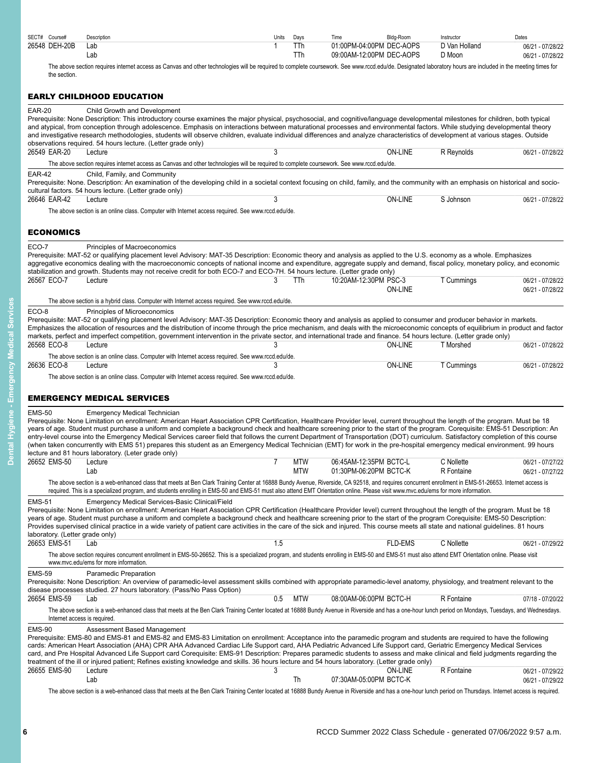| SECT# | Course# | Description | Units | Days | Time | Bldg-Room | Instructor | Dates |
|---|---|---|---|---|---|---|---|---|
| 26548 | DEH-20B | Lab | 1 | TTh | 01:00PM-04:00PM | DEC-AOPS | D Van Holland | 06/21 - 07/28/22 |
| | | Lab | | TTh | 09:00AM-12:00PM | DEC-AOPS | D Moon | 06/21 - 07/28/22 |

The above section requires internet access as Canvas and other technologies will be required to complete coursework. See www.rccd.edu/de. Designated laboratory hours are included in the meeting times for the section.

## EARLY CHILDHOOD EDUCATION

**EAR-20** Child Growth and Development

Prerequisite: None Description: This introductory course examines the major physical, psychosocial, and cognitive/language developmental milestones for children, both typical and atypical, from conception through adolescence. Emphasis on interactions between maturational processes and environmental factors. While studying developmental theory and investigative research methodologies, students will observe children, evaluate individual differences and analyze characteristics of development at various stages. Outside observations required. 54 hours lecture. (Letter grade only)

| SECT# | Course# | Description | Units | Days | Time | Bldg-Room | Instructor | Dates |
|---|---|---|---|---|---|---|---|---|
| 26549 | EAR-20 | Lecture | 3 | | | ON-LINE | R Reynolds | 06/21 - 07/28/22 |

The above section requires internet access as Canvas and other technologies will be required to complete coursework. See www.rccd.edu/de.

**EAR-42** Child, Family, and Community

Prerequisite: None. Description: An examination of the developing child in a societal context focusing on child, family, and the community with an emphasis on historical and socio-cultural factors. 54 hours lecture. (Letter grade only)

| SECT# | Course# | Description | Units | Days | Time | Bldg-Room | Instructor | Dates |
|---|---|---|---|---|---|---|---|---|
| 26646 | EAR-42 | Lecture | 3 | | | ON-LINE | S Johnson | 06/21 - 07/28/22 |

The above section is an online class. Computer with Internet access required. See www.rccd.edu/de.

## ECONOMICS

**ECO-7** Principles of Macroeconomics

Prerequisite: MAT-52 or qualifying placement level Advisory: MAT-35 Description: Economic theory and analysis as applied to the U.S. economy as a whole. Emphasizes aggregative economics dealing with the macroeconomic concepts of national income and expenditure, aggregate supply and demand, fiscal policy, monetary policy, and economic stabilization and growth. Students may not receive credit for both ECO-7 and ECO-7H. 54 hours lecture. (Letter grade only)

| SECT# | Course# | Description | Units | Days | Time | Bldg-Room | Instructor | Dates |
|---|---|---|---|---|---|---|---|---|
| 26567 | ECO-7 | Lecture | 3 | TTh | 10:20AM-12:30PM | PSC-3 | T Cummings | 06/21 - 07/28/22 |
| | | | | | | ON-LINE | | 06/21 - 07/28/22 |

The above section is a hybrid class. Computer with Internet access required. See www.rccd.edu/de.

**ECO-8** Principles of Microeconomics

Prerequisite: MAT-52 or qualifying placement level Advisory: MAT-35 Description: Economic theory and analysis as applied to consumer and producer behavior in markets. Emphasizes the allocation of resources and the distribution of income through the price mechanism, and deals with the microeconomic concepts of equilibrium in product and factor markets, perfect and imperfect competition, government intervention in the private sector, and international trade and finance. 54 hours lecture. (Letter grade only)

| SECT# | Course# | Description | Units | Days | Time | Bldg-Room | Instructor | Dates |
|---|---|---|---|---|---|---|---|---|
| 26568 | ECO-8 | Lecture | 3 | | | ON-LINE | T Morshed | 06/21 - 07/28/22 |

The above section is an online class. Computer with Internet access required. See www.rccd.edu/de.

| SECT# | Course# | Description | Units | Days | Time | Bldg-Room | Instructor | Dates |
|---|---|---|---|---|---|---|---|---|
| 26636 | ECO-8 | Lecture | 3 | | | ON-LINE | T Cummings | 06/21 - 07/28/22 |

The above section is an online class. Computer with Internet access required. See www.rccd.edu/de.

## EMERGENCY MEDICAL SERVICES

**EMS-50** Emergency Medical Technician

Prerequisite: None Limitation on enrollment: American Heart Association CPR Certification, Healthcare Provider level, current throughout the length of the program. Must be 18 years of age. Student must purchase a uniform and complete a background check and healthcare screening prior to the start of the program. Corequisite: EMS-51 Description: An entry-level course into the Emergency Medical Services career field that follows the current Department of Transportation (DOT) curriculum. Satisfactory completion of this course (when taken concurrently with EMS 51) prepares this student as an Emergency Medical Technician (EMT) for work in the pre-hospital emergency medical environment. 99 hours lecture and 81 hours laboratory. (Leter grade only)

| SECT# | Course# | Description | Units | Days | Time | Bldg-Room | Instructor | Dates |
|---|---|---|---|---|---|---|---|---|
| 26652 | EMS-50 | Lecture | 7 | MTW | 06:45AM-12:35PM | BCTC-L | C Nollette | 06/21 - 07/27/22 |
| | | Lab | | MTW | 01:30PM-06:20PM | BCTC-K | R Fontaine | 06/21 - 07/27/22 |

The above section is a web-enhanced class that meets at Ben Clark Training Center at 16888 Bundy Avenue, Riverside, CA 92518, and requires concurrent enrollment in EMS-51-26653. Internet access is required. This is a specialized program, and students enrolling in EMS-50 and EMS-51 must also attend EMT Orientation online. Please visit www.mvc.edu/ems for more information.

**EMS-51** Emergency Medical Services-Basic Clinical/Field

Prerequisite: None Limitation on enrollment: American Heart Association CPR Certification (Healthcare Provider level) current throughout the length of the program. Must be 18 years of age. Student must purchase a uniform and complete a background check and healthcare screening prior to the start of the program Corequisite: EMS-50 Description: Provides supervised clinical practice in a wide variety of patient care activities in the care of the sick and injured. This course meets all state and national guidelines. 81 hours laboratory. (Letter grade only)

| SECT# | Course# | Description | Units | Days | Time | Bldg-Room | Instructor | Dates |
|---|---|---|---|---|---|---|---|---|
| 26653 | EMS-51 | Lab | 1.5 | | | FLD-EMS | C Nollette | 06/21 - 07/29/22 |

The above section requires concurrent enrollment in EMS-50-26652. This is a specialized program, and students enrolling in EMS-50 and EMS-51 must also attend EMT Orientation online. Please visit www.mvc.edu/ems for more information.

**EMS-59** Paramedic Preparation

Prerequisite: None Description: An overview of paramedic-level assessment skills combined with appropriate paramedic-level anatomy, physiology, and treatment relevant to the disease processes studied. 27 hours laboratory. (Pass/No Pass Option)

| SECT# | Course# | Description | Units | Days | Time | Bldg-Room | Instructor | Dates |
|---|---|---|---|---|---|---|---|---|
| 26654 | EMS-59 | Lab | 0.5 | MTW | 08:00AM-06:00PM | BCTC-H | R Fontaine | 07/18 - 07/20/22 |

The above section is a web-enhanced class that meets at the Ben Clark Training Center located at 16888 Bundy Avenue in Riverside and has a one-hour lunch period on Mondays, Tuesdays, and Wednesdays. Internet access is required.

**EMS-90** Assessment Based Management

Prerequisite: EMS-80 and EMS-81 and EMS-82 and EMS-83 Limitation on enrollment: Acceptance into the paramedic program and students are required to have the following cards: American Heart Association (AHA) CPR AHA Advanced Cardiac Life Support card, AHA Pediatric Advanced Life Support card, Geriatric Emergency Medical Services card, and Pre Hospital Advanced Life Support card Corequisite: EMS-91 Description: Prepares paramedic students to assess and make clinical and field judgments regarding the treatment of the ill or injured patient; Refines existing knowledge and skills. 36 hours lecture and 54 hours laboratory. (Letter grade only)

| SECT# | Course# | Description | Units | Days | Time | Bldg-Room | Instructor | Dates |
|---|---|---|---|---|---|---|---|---|
| 26655 | EMS-90 | Lecture | 3 | | | ON-LINE | R Fontaine | 06/21 - 07/29/22 |
| | | Lab | | Th | 07:30AM-05:00PM | BCTC-K | | 06/21 - 07/29/22 |

The above section is a web-enhanced class that meets at the Ben Clark Training Center located at 16888 Bundy Avenue in Riverside and has a one-hour lunch period on Thursdays. Internet access is required.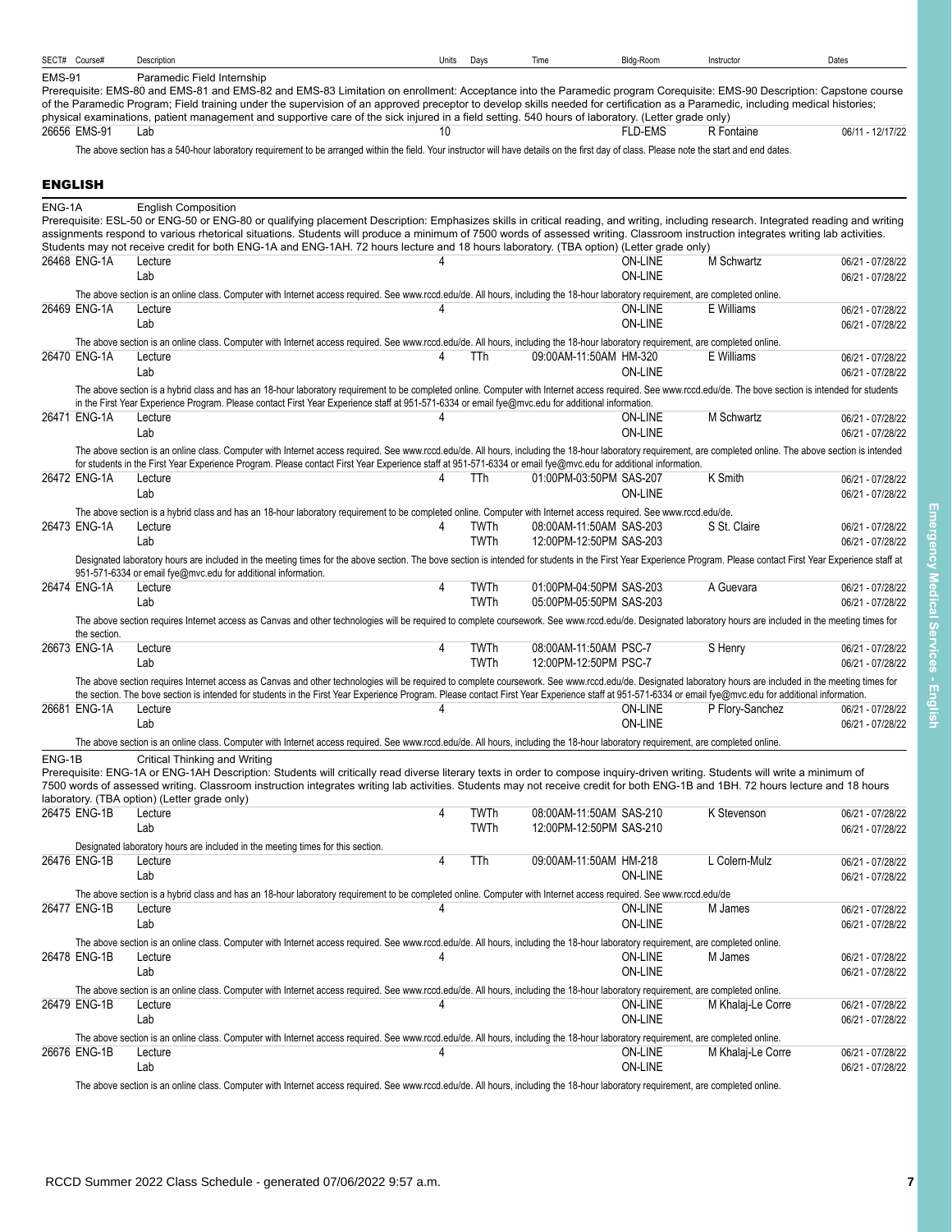| SECT# | Course# | Description | Units | Days | Time | Bldg-Room | Instructor | Dates |
|---|---|---|---|---|---|---|---|---|

**EMS-91** Paramedic Field Internship

Prerequisite: EMS-80 and EMS-81 and EMS-82 and EMS-83 Limitation on enrollment: Acceptance into the Paramedic program Corequisite: EMS-90 Description: Capstone course of the Paramedic Program; Field training under the supervision of an approved preceptor to develop skills needed for certification as a Paramedic, including medical histories; physical examinations, patient management and supportive care of the sick injured in a field setting. 540 hours of laboratory. (Letter grade only)

| SECT# | Course# | Description | Units | Days | Time | Bldg-Room | Instructor | Dates |
|---|---|---|---|---|---|---|---|---|
| 26656 | EMS-91 | Lab | 10 | | | FLD-EMS | R Fontaine | 06/11 - 12/17/22 |

The above section has a 540-hour laboratory requirement to be arranged within the field. Your instructor will have details on the first day of class. Please note the start and end dates.

## ENGLISH

**ENG-1A** English Composition

Prerequisite: ESL-50 or ENG-50 or ENG-80 or qualifying placement Description: Emphasizes skills in critical reading, and writing, including research. Integrated reading and writing assignments respond to various rhetorical situations. Students will produce a minimum of 7500 words of assessed writing. Classroom instruction integrates writing lab activities. Students may not receive credit for both ENG-1A and ENG-1AH. 72 hours lecture and 18 hours laboratory. (TBA option) (Letter grade only)

| SECT# | Course# | Description | Units | Days | Time | Bldg-Room | Instructor | Dates |
|---|---|---|---|---|---|---|---|---|
| 26468 | ENG-1A | Lecture | 4 | | | ON-LINE | M Schwartz | 06/21 - 07/28/22 |
| | | Lab | | | | ON-LINE | | 06/21 - 07/28/22 |

The above section is an online class. Computer with Internet access required. See www.rccd.edu/de. All hours, including the 18-hour laboratory requirement, are completed online.

| SECT# | Course# | Description | Units | Days | Time | Bldg-Room | Instructor | Dates |
|---|---|---|---|---|---|---|---|---|
| 26469 | ENG-1A | Lecture | 4 | | | ON-LINE | E Williams | 06/21 - 07/28/22 |
| | | Lab | | | | ON-LINE | | 06/21 - 07/28/22 |

The above section is an online class. Computer with Internet access required. See www.rccd.edu/de. All hours, including the 18-hour laboratory requirement, are completed online.

| SECT# | Course# | Description | Units | Days | Time | Bldg-Room | Instructor | Dates |
|---|---|---|---|---|---|---|---|---|
| 26470 | ENG-1A | Lecture | 4 | TTh | 09:00AM-11:50AM | HM-320 | E Williams | 06/21 - 07/28/22 |
| | | Lab | | | | ON-LINE | | 06/21 - 07/28/22 |

The above section is a hybrid class and has an 18-hour laboratory requirement to be completed online. Computer with Internet access required. See www.rccd.edu/de. The bove section is intended for students in the First Year Experience Program. Please contact First Year Experience staff at 951-571-6334 or email fye@mvc.edu for additional information.

| SECT# | Course# | Description | Units | Days | Time | Bldg-Room | Instructor | Dates |
|---|---|---|---|---|---|---|---|---|
| 26471 | ENG-1A | Lecture | 4 | | | ON-LINE | M Schwartz | 06/21 - 07/28/22 |
| | | Lab | | | | ON-LINE | | 06/21 - 07/28/22 |

The above section is an online class. Computer with Internet access required. See www.rccd.edu/de. All hours, including the 18-hour laboratory requirement, are completed online. The above section is intended for students in the First Year Experience Program. Please contact First Year Experience staff at 951-571-6334 or email fye@mvc.edu for additional information.

| SECT# | Course# | Description | Units | Days | Time | Bldg-Room | Instructor | Dates |
|---|---|---|---|---|---|---|---|---|
| 26472 | ENG-1A | Lecture | 4 | TTh | 01:00PM-03:50PM | SAS-207 | K Smith | 06/21 - 07/28/22 |
| | | Lab | | | | ON-LINE | | 06/21 - 07/28/22 |

The above section is a hybrid class and has an 18-hour laboratory requirement to be completed online. Computer with Internet access required. See www.rccd.edu/de.

| SECT# | Course# | Description | Units | Days | Time | Bldg-Room | Instructor | Dates |
|---|---|---|---|---|---|---|---|---|
| 26473 | ENG-1A | Lecture | 4 | TWTh | 08:00AM-11:50AM | SAS-203 | S St. Claire | 06/21 - 07/28/22 |
| | | Lab | | TWTh | 12:00PM-12:50PM | SAS-203 | | 06/21 - 07/28/22 |

Designated laboratory hours are included in the meeting times for the above section. The bove section is intended for students in the First Year Experience Program. Please contact First Year Experience staff at 951-571-6334 or email fye@mvc.edu for additional information.

| SECT# | Course# | Description | Units | Days | Time | Bldg-Room | Instructor | Dates |
|---|---|---|---|---|---|---|---|---|
| 26474 | ENG-1A | Lecture | 4 | TWTh | 01:00PM-04:50PM | SAS-203 | A Guevara | 06/21 - 07/28/22 |
| | | Lab | | TWTh | 05:00PM-05:50PM | SAS-203 | | 06/21 - 07/28/22 |

The above section requires Internet access as Canvas and other technologies will be required to complete coursework. See www.rccd.edu/de. Designated laboratory hours are included in the meeting times for the section.

| SECT# | Course# | Description | Units | Days | Time | Bldg-Room | Instructor | Dates |
|---|---|---|---|---|---|---|---|---|
| 26673 | ENG-1A | Lecture | 4 | TWTh | 08:00AM-11:50AM | PSC-7 | S Henry | 06/21 - 07/28/22 |
| | | Lab | | TWTh | 12:00PM-12:50PM | PSC-7 | | 06/21 - 07/28/22 |

The above section requires Internet access as Canvas and other technologies will be required to complete coursework. See www.rccd.edu/de. Designated laboratory hours are included in the meeting times for the section. The bove section is intended for students in the First Year Experience Program. Please contact First Year Experience staff at 951-571-6334 or email fye@mvc.edu for additional information.

| SECT# | Course# | Description | Units | Days | Time | Bldg-Room | Instructor | Dates |
|---|---|---|---|---|---|---|---|---|
| 26681 | ENG-1A | Lecture | 4 | | | ON-LINE | P Flory-Sanchez | 06/21 - 07/28/22 |
| | | Lab | | | | ON-LINE | | 06/21 - 07/28/22 |

The above section is an online class. Computer with Internet access required. See www.rccd.edu/de. All hours, including the 18-hour laboratory requirement, are completed online.

**ENG-1B** Critical Thinking and Writing

Prerequisite: ENG-1A or ENG-1AH Description: Students will critically read diverse literary texts in order to compose inquiry-driven writing. Students will write a minimum of 7500 words of assessed writing. Classroom instruction integrates writing lab activities. Students may not receive credit for both ENG-1B and 1BH. 72 hours lecture and 18 hours laboratory. (TBA option) (Letter grade only)

| SECT# | Course# | Description | Units | Days | Time | Bldg-Room | Instructor | Dates |
|---|---|---|---|---|---|---|---|---|
| 26475 | ENG-1B | Lecture | 4 | TWTh | 08:00AM-11:50AM | SAS-210 | K Stevenson | 06/21 - 07/28/22 |
| | | Lab | | TWTh | 12:00PM-12:50PM | SAS-210 | | 06/21 - 07/28/22 |

Designated laboratory hours are included in the meeting times for this section.

| SECT# | Course# | Description | Units | Days | Time | Bldg-Room | Instructor | Dates |
|---|---|---|---|---|---|---|---|---|
| 26476 | ENG-1B | Lecture | 4 | TTh | 09:00AM-11:50AM | HM-218 | L Colern-Mulz | 06/21 - 07/28/22 |
| | | Lab | | | | ON-LINE | | 06/21 - 07/28/22 |

The above section is a hybrid class and has an 18-hour laboratory requirement to be completed online. Computer with Internet access required. See www.rccd.edu/de

| SECT# | Course# | Description | Units | Days | Time | Bldg-Room | Instructor | Dates |
|---|---|---|---|---|---|---|---|---|
| 26477 | ENG-1B | Lecture | 4 | | | ON-LINE | M James | 06/21 - 07/28/22 |
| | | Lab | | | | ON-LINE | | 06/21 - 07/28/22 |

The above section is an online class. Computer with Internet access required. See www.rccd.edu/de. All hours, including the 18-hour laboratory requirement, are completed online.

| SECT# | Course# | Description | Units | Days | Time | Bldg-Room | Instructor | Dates |
|---|---|---|---|---|---|---|---|---|
| 26478 | ENG-1B | Lecture | 4 | | | ON-LINE | M James | 06/21 - 07/28/22 |
| | | Lab | | | | ON-LINE | | 06/21 - 07/28/22 |

The above section is an online class. Computer with Internet access required. See www.rccd.edu/de. All hours, including the 18-hour laboratory requirement, are completed online.

| SECT# | Course# | Description | Units | Days | Time | Bldg-Room | Instructor | Dates |
|---|---|---|---|---|---|---|---|---|
| 26479 | ENG-1B | Lecture | 4 | | | ON-LINE | M Khalaj-Le Corre | 06/21 - 07/28/22 |
| | | Lab | | | | ON-LINE | | 06/21 - 07/28/22 |

The above section is an online class. Computer with Internet access required. See www.rccd.edu/de. All hours, including the 18-hour laboratory requirement, are completed online.

| SECT# | Course# | Description | Units | Days | Time | Bldg-Room | Instructor | Dates |
|---|---|---|---|---|---|---|---|---|
| 26676 | ENG-1B | Lecture | 4 | | | ON-LINE | M Khalaj-Le Corre | 06/21 - 07/28/22 |
| | | Lab | | | | ON-LINE | | 06/21 - 07/28/22 |

The above section is an online class. Computer with Internet access required. See www.rccd.edu/de. All hours, including the 18-hour laboratory requirement, are completed online.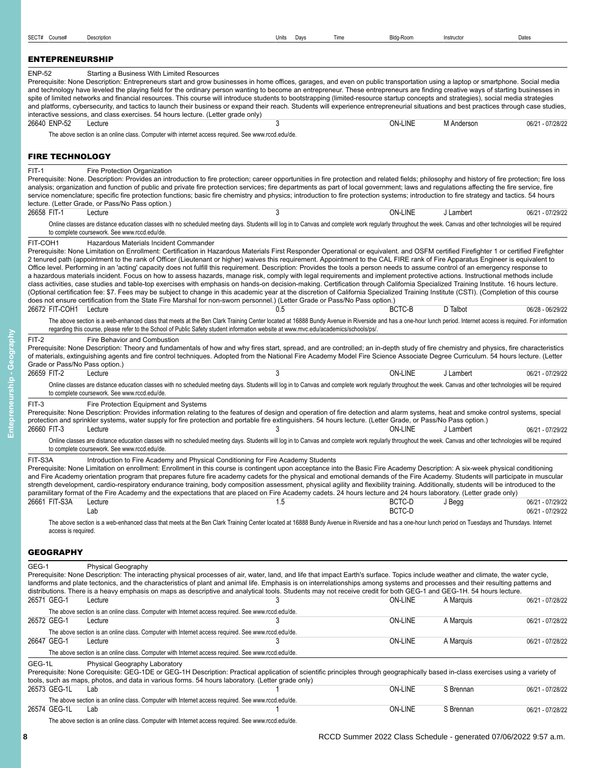## ENTREPRENEURSHIP

**ENP-52** Starting a Business With Limited Resources

Prerequisite: None Description: Entrepreneurs start and grow businesses in home offices, garages, and even on public transportation using a laptop or smartphone. Social media and technology have leveled the playing field for the ordinary person wanting to become an entrepreneur. These entrepreneurs are finding creative ways of starting businesses in spite of limited networks and financial resources. This course will introduce students to bootstrapping (limited-resource startup concepts and strategies), social media strategies and platforms, cybersecurity, and tactics to launch their business or expand their reach. Students will experience entrepreneurial situations and best practices through case studies, interactive sessions, and class exercises. 54 hours lecture. (Letter grade only)

| SECT# | Course# | Description | Units | Days | Time | Bldg-Room | Instructor | Dates |
|---|---|---|---|---|---|---|---|---|
| 26640 | ENP-52 | Lecture | 3 | | | ON-LINE | M Anderson | 06/21 - 07/28/22 |

The above section is an online class. Computer with internet access required. See www.rccd.edu/de.

## FIRE TECHNOLOGY

**FIT-1** Fire Protection Organization

Prerequisite: None. Description: Provides an introduction to fire protection; career opportunities in fire protection and related fields; philosophy and history of fire protection; fire loss analysis; organization and function of public and private fire protection services; fire departments as part of local government; laws and regulations affecting the fire service, fire service nomenclature; specific fire protection functions; basic fire chemistry and physics; introduction to fire protection systems; introduction to fire strategy and tactics. 54 hours lecture. (Letter Grade, or Pass/No Pass option.)

| SECT# | Course# | Description | Units | Days | Time | Bldg-Room | Instructor | Dates |
|---|---|---|---|---|---|---|---|---|
| 26658 | FIT-1 | Lecture | 3 | | | ON-LINE | J Lambert | 06/21 - 07/29/22 |

Online classes are distance education classes with no scheduled meeting days. Students will log in to Canvas and complete work regularly throughout the week. Canvas and other technologies will be required to complete coursework. See www.rccd.edu/de.

**FIT-COH1** Hazardous Materials Incident Commander

Prerequisite: None Limitation on Enrollment: Certification in Hazardous Materials First Responder Operational or equivalent. and OSFM certified Firefighter 1 or certified Firefighter 2 tenured path (appointment to the rank of Officer (Lieutenant or higher) waives this requirement. Appointment to the CAL FIRE rank of Fire Apparatus Engineer is equivalent to Office level. Performing in an 'acting' capacity does not fulfill this requirement. Description: Provides the tools a person needs to assume control of an emergency response to a hazardous materials incident. Focus on how to assess hazards, manage risk, comply with legal requirements and implement protective actions. Instructional methods include class activities, case studies and table-top exercises with emphasis on hands-on decision-making. Certification through California Specialized Training Institute. 16 hours lecture. (Optional certification fee: $7. Fees may be subject to change in this academic year at the discretion of California Specialized Training Institute (CSTI). (Completion of this course does not ensure certification from the State Fire Marshal for non-sworn personnel.) (Letter Grade or Pass/No Pass option.)

| SECT# | Course# | Description | Units | Days | Time | Bldg-Room | Instructor | Dates |
|---|---|---|---|---|---|---|---|---|
| 26672 | FIT-COH1 | Lecture | 0.5 | | | BCTC-B | D Talbot | 06/28 - 06/29/22 |

The above section is a web-enhanced class that meets at the Ben Clark Training Center located at 16888 Bundy Avenue in Riverside and has a one-hour lunch period. Internet access is required. For information regarding this course, please refer to the School of Public Safety student information website at www.mvc.edu/academics/schools/ps/.

**FIT-2** Fire Behavior and Combustion

Prerequisite: None Description: Theory and fundamentals of how and why fires start, spread, and are controlled; an in-depth study of fire chemistry and physics, fire characteristics of materials, extinguishing agents and fire control techniques. Adopted from the National Fire Academy Model Fire Science Associate Degree Curriculum. 54 hours lecture. (Letter Grade or Pass/No Pass option.)

| SECT# | Course# | Description | Units | Days | Time | Bldg-Room | Instructor | Dates |
|---|---|---|---|---|---|---|---|---|
| 26659 | FIT-2 | Lecture | 3 | | | ON-LINE | J Lambert | 06/21 - 07/29/22 |

Online classes are distance education classes with no scheduled meeting days. Students will log in to Canvas and complete work regularly throughout the week. Canvas and other technologies will be required to complete coursework. See www.rccd.edu/de.

**FIT-3** Fire Protection Equipment and Systems

Prerequisite: None Description: Provides information relating to the features of design and operation of fire detection and alarm systems, heat and smoke control systems, special protection and sprinkler systems, water supply for fire protection and portable fire extinguishers. 54 hours lecture. (Letter Grade, or Pass/No Pass option.)

| SECT# | Course# | Description | Units | Days | Time | Bldg-Room | Instructor | Dates |
|---|---|---|---|---|---|---|---|---|
| 26660 | FIT-3 | Lecture | 3 | | | ON-LINE | J Lambert | 06/21 - 07/29/22 |

Online classes are distance education classes with no scheduled meeting days. Students will log in to Canvas and complete work regularly throughout the week. Canvas and other technologies will be required to complete coursework. See www.rccd.edu/de.

**FIT-S3A** Introduction to Fire Academy and Physical Conditioning for Fire Academy Students

Prerequisite: None Limitation on enrollment: Enrollment in this course is contingent upon acceptance into the Basic Fire Academy Description: A six-week physical conditioning and Fire Academy orientation program that prepares future fire academy cadets for the physical and emotional demands of the Fire Academy. Students will participate in muscular strength development, cardio-respiratory endurance training, body composition assessment, physical agility and flexibility training. Additionally, students will be introduced to the paramilitary format of the Fire Academy and the expectations that are placed on Fire Academy cadets. 24 hours lecture and 24 hours laboratory. (Letter grade only)

| SECT# | Course# | Description | Units | Days | Time | Bldg-Room | Instructor | Dates |
|---|---|---|---|---|---|---|---|---|
| 26661 | FIT-S3A | Lecture | 1.5 | | | BCTC-D | J Begg | 06/21 - 07/29/22 |
| | | Lab | | | | BCTC-D | | 06/21 - 07/29/22 |

The above section is a web-enhanced class that meets at the Ben Clark Training Center located at 16888 Bundy Avenue in Riverside and has a one-hour lunch period on Tuesdays and Thursdays. Internet access is required.

## GEOGRAPHY

**GEG-1** Physical Geography

Prerequisite: None Description: The interacting physical processes of air, water, land, and life that impact Earth's surface. Topics include weather and climate, the water cycle, landforms and plate tectonics, and the characteristics of plant and animal life. Emphasis is on interrelationships among systems and processes and their resulting patterns and distributions. There is a heavy emphasis on maps as descriptive and analytical tools. Students may not receive credit for both GEG-1 and GEG-1H. 54 hours lecture.

| SECT# | Course# | Description | Units | Days | Time | Bldg-Room | Instructor | Dates |
|---|---|---|---|---|---|---|---|---|
| 26571 | GEG-1 | Lecture | 3 | | | ON-LINE | A Marquis | 06/21 - 07/28/22 |
| | | The above section is an online class. Computer with Internet access required. See www.rccd.edu/de. | | | | | | |
| 26572 | GEG-1 | Lecture | 3 | | | ON-LINE | A Marquis | 06/21 - 07/28/22 |
| | | The above section is an online class. Computer with Internet access required. See www.rccd.edu/de. | | | | | | |
| 26647 | GEG-1 | Lecture | 3 | | | ON-LINE | A Marquis | 06/21 - 07/28/22 |
| | | The above section is an online class. Computer with Internet access required. See www.rccd.edu/de. | | | | | | |

**GEG-1L** Physical Geography Laboratory

Prerequisite: None Corequisite: GEG-1DE or GEG-1H Description: Practical application of scientific principles through geographically based in-class exercises using a variety of tools, such as maps, photos, and data in various forms. 54 hours laboratory. (Letter grade only)

| SECT# | Course# | Description | Units | Days | Time | Bldg-Room | Instructor | Dates |
|---|---|---|---|---|---|---|---|---|
| 26573 | GEG-1L | Lab | 1 | | | ON-LINE | S Brennan | 06/21 - 07/28/22 |
| | | The above section is an online class. Computer with Internet access required. See www.rccd.edu/de. | | | | | | |
| 26574 | GEG-1L | Lab | 1 | | | ON-LINE | S Brennan | 06/21 - 07/28/22 |
| | | The above section is an online class. Computer with Internet access required. See www.rccd.edu/de. | | | | | | |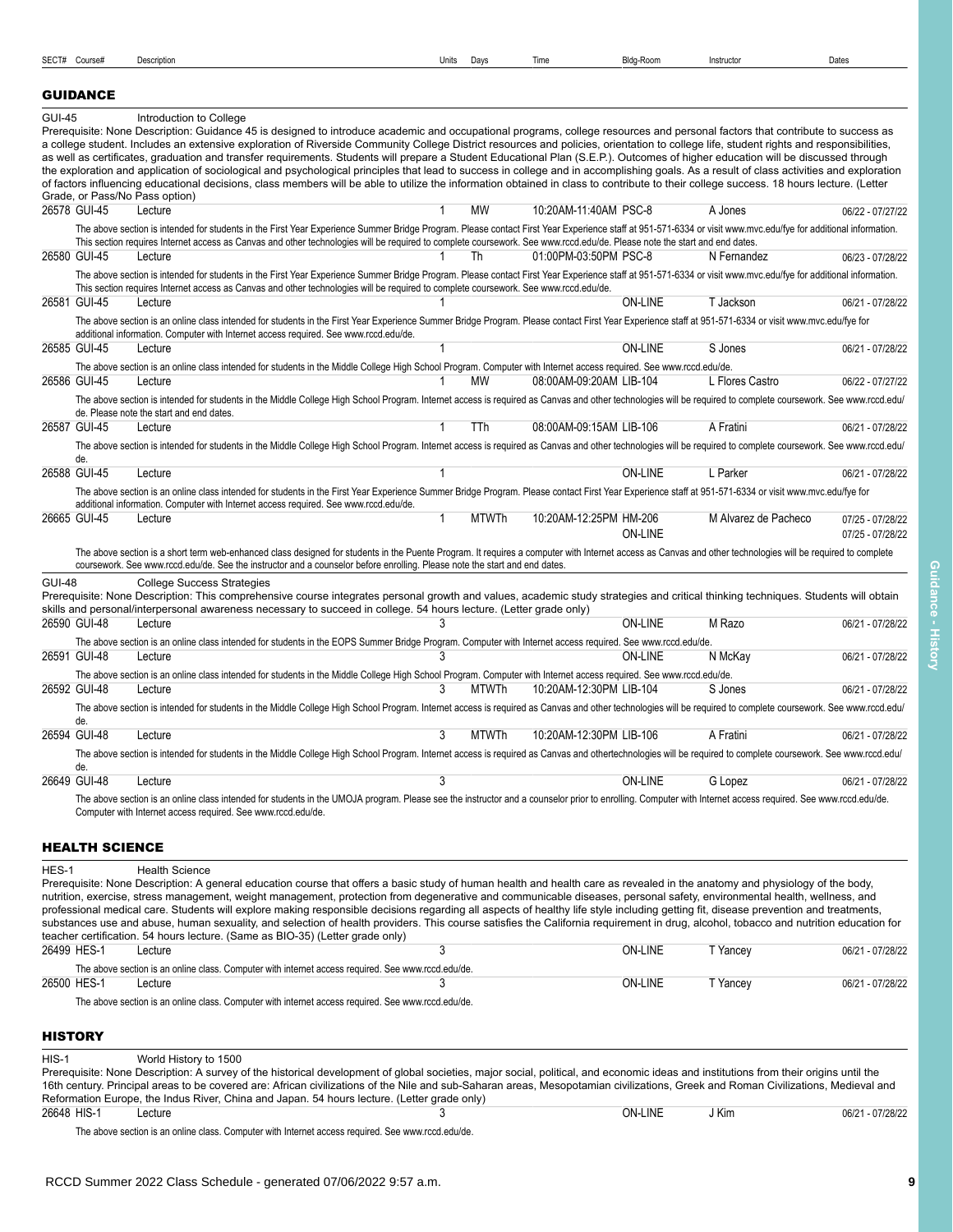| SECT# | Course# | Description | Units | Days | Time | Bldg-Room | Instructor | Dates |
|---|---|---|---|---|---|---|---|---|

## GUIDANCE

**GUI-45** Introduction to College

Prerequisite: None Description: Guidance 45 is designed to introduce academic and occupational programs, college resources and personal factors that contribute to success as a college student. Includes an extensive exploration of Riverside Community College District resources and policies, orientation to college life, student rights and responsibilities, as well as certificates, graduation and transfer requirements. Students will prepare a Student Educational Plan (S.E.P.). Outcomes of higher education will be discussed through the exploration and application of sociological and psychological principles that lead to success in college and in accomplishing goals. As a result of class activities and exploration of factors influencing educational decisions, class members will be able to utilize the information obtained in class to contribute to their college success. 18 hours lecture. (Letter Grade, or Pass/No Pass option)

| SECT# | Course# | Description | Units | Days | Time | Bldg-Room | Instructor | Dates |
|---|---|---|---|---|---|---|---|---|
| 26578 | GUI-45 | Lecture | 1 | MW | 10:20AM-11:40AM | PSC-8 | A Jones | 06/22 - 07/27/22 |

The above section is intended for students in the First Year Experience Summer Bridge Program. Please contact First Year Experience staff at 951-571-6334 or visit www.mvc.edu/fye for additional information. This section requires Internet access as Canvas and other technologies will be required to complete coursework. See www.rccd.edu/de. Please note the start and end dates.

| SECT# | Course# | Description | Units | Days | Time | Bldg-Room | Instructor | Dates |
|---|---|---|---|---|---|---|---|---|
| 26580 | GUI-45 | Lecture | 1 | Th | 01:00PM-03:50PM | PSC-8 | N Fernandez | 06/23 - 07/28/22 |

The above section is intended for students in the First Year Experience Summer Bridge Program. Please contact First Year Experience staff at 951-571-6334 or visit www.mvc.edu/fye for additional information. This section requires Internet access as Canvas and other technologies will be required to complete coursework. See www.rccd.edu/de.

| SECT# | Course# | Description | Units | Days | Time | Bldg-Room | Instructor | Dates |
|---|---|---|---|---|---|---|---|---|
| 26581 | GUI-45 | Lecture | 1 | | | ON-LINE | T Jackson | 06/21 - 07/28/22 |

The above section is an online class intended for students in the First Year Experience Summer Bridge Program. Please contact First Year Experience staff at 951-571-6334 or visit www.mvc.edu/fye for additional information. Computer with Internet access required. See www.rccd.edu/de.

| SECT# | Course# | Description | Units | Days | Time | Bldg-Room | Instructor | Dates |
|---|---|---|---|---|---|---|---|---|
| 26585 | GUI-45 | Lecture | 1 | | | ON-LINE | S Jones | 06/21 - 07/28/22 |

The above section is an online class intended for students in the Middle College High School Program. Computer with Internet access required. See www.rccd.edu/de.

| SECT# | Course# | Description | Units | Days | Time | Bldg-Room | Instructor | Dates |
|---|---|---|---|---|---|---|---|---|
| 26586 | GUI-45 | Lecture | 1 | MW | 08:00AM-09:20AM | LIB-104 | L Flores Castro | 06/22 - 07/27/22 |

The above section is intended for students in the Middle College High School Program. Internet access is required as Canvas and other technologies will be required to complete coursework. See www.rccd.edu/de. Please note the start and end dates.

| SECT# | Course# | Description | Units | Days | Time | Bldg-Room | Instructor | Dates |
|---|---|---|---|---|---|---|---|---|
| 26587 | GUI-45 | Lecture | 1 | TTh | 08:00AM-09:15AM | LIB-106 | A Fratini | 06/21 - 07/28/22 |

The above section is intended for students in the Middle College High School Program. Internet access is required as Canvas and other technologies will be required to complete coursework. See www.rccd.edu/de.

| SECT# | Course# | Description | Units | Days | Time | Bldg-Room | Instructor | Dates |
|---|---|---|---|---|---|---|---|---|
| 26588 | GUI-45 | Lecture | 1 | | | ON-LINE | L Parker | 06/21 - 07/28/22 |

The above section is an online class intended for students in the First Year Experience Summer Bridge Program. Please contact First Year Experience staff at 951-571-6334 or visit www.mvc.edu/fye for additional information. Computer with Internet access required. See www.rccd.edu/de.

| SECT# | Course# | Description | Units | Days | Time | Bldg-Room | Instructor | Dates |
|---|---|---|---|---|---|---|---|---|
| 26665 | GUI-45 | Lecture | 1 | MTWTh | 10:20AM-12:25PM | HM-206 | M Alvarez de Pacheco | 07/25 - 07/28/22 |
| | | | | | | ON-LINE | | 07/25 - 07/28/22 |

The above section is a short term web-enhanced class designed for students in the Puente Program. It requires a computer with Internet access as Canvas and other technologies will be required to complete coursework. See www.rccd.edu/de. See the instructor and a counselor before enrolling. Please note the start and end dates.

**GUI-48** College Success Strategies

Prerequisite: None Description: This comprehensive course integrates personal growth and values, academic study strategies and critical thinking techniques. Students will obtain skills and personal/interpersonal awareness necessary to succeed in college. 54 hours lecture. (Letter grade only)

| SECT# | Course# | Description | Units | Days | Time | Bldg-Room | Instructor | Dates |
|---|---|---|---|---|---|---|---|---|
| 26590 | GUI-48 | Lecture | 3 | | | ON-LINE | M Razo | 06/21 - 07/28/22 |

The above section is an online class intended for students in the EOPS Summer Bridge Program. Computer with Internet access required. See www.rccd.edu/de.

| SECT# | Course# | Description | Units | Days | Time | Bldg-Room | Instructor | Dates |
|---|---|---|---|---|---|---|---|---|
| 26591 | GUI-48 | Lecture | 3 | | | ON-LINE | N McKay | 06/21 - 07/28/22 |

The above section is an online class intended for students in the Middle College High School Program. Computer with Internet access required. See www.rccd.edu/de.

| SECT# | Course# | Description | Units | Days | Time | Bldg-Room | Instructor | Dates |
|---|---|---|---|---|---|---|---|---|
| 26592 | GUI-48 | Lecture | 3 | MTWTh | 10:20AM-12:30PM | LIB-104 | S Jones | 06/21 - 07/28/22 |

The above section is intended for students in the Middle College High School Program. Internet access is required as Canvas and other technologies will be required to complete coursework. See www.rccd.edu/de.

| SECT# | Course# | Description | Units | Days | Time | Bldg-Room | Instructor | Dates |
|---|---|---|---|---|---|---|---|---|
| 26594 | GUI-48 | Lecture | 3 | MTWTh | 10:20AM-12:30PM | LIB-106 | A Fratini | 06/21 - 07/28/22 |

The above section is intended for students in the Middle College High School Program. Internet access is required as Canvas and othertechnologies will be required to complete coursework. See www.rccd.edu/de.

| SECT# | Course# | Description | Units | Days | Time | Bldg-Room | Instructor | Dates |
|---|---|---|---|---|---|---|---|---|
| 26649 | GUI-48 | Lecture | 3 | | | ON-LINE | G Lopez | 06/21 - 07/28/22 |

The above section is an online class intended for students in the UMOJA program. Please see the instructor and a counselor prior to enrolling. Computer with Internet access required. See www.rccd.edu/de. Computer with Internet access required. See www.rccd.edu/de.

## HEALTH SCIENCE

**HES-1** Health Science

Prerequisite: None Description: A general education course that offers a basic study of human health and health care as revealed in the anatomy and physiology of the body, nutrition, exercise, stress management, weight management, protection from degenerative and communicable diseases, personal safety, environmental health, wellness, and professional medical care. Students will explore making responsible decisions regarding all aspects of healthy life style including getting fit, disease prevention and treatments, substances use and abuse, human sexuality, and selection of health providers. This course satisfies the California requirement in drug, alcohol, tobacco and nutrition education for teacher certification. 54 hours lecture. (Same as BIO-35) (Letter grade only)

| SECT# | Course# | Description | Units | Days | Time | Bldg-Room | Instructor | Dates |
|---|---|---|---|---|---|---|---|---|
| 26499 | HES-1 | Lecture | 3 | | | ON-LINE | T Yancey | 06/21 - 07/28/22 |

The above section is an online class. Computer with internet access required. See www.rccd.edu/de.

| SECT# | Course# | Description | Units | Days | Time | Bldg-Room | Instructor | Dates |
|---|---|---|---|---|---|---|---|---|
| 26500 | HES-1 | Lecture | 3 | | | ON-LINE | T Yancey | 06/21 - 07/28/22 |

The above section is an online class. Computer with internet access required. See www.rccd.edu/de.

## HISTORY

**HIS-1** World History to 1500

Prerequisite: None Description: A survey of the historical development of global societies, major social, political, and economic ideas and institutions from their origins until the 16th century. Principal areas to be covered are: African civilizations of the Nile and sub-Saharan areas, Mesopotamian civilizations, Greek and Roman Civilizations, Medieval and Reformation Europe, the Indus River, China and Japan. 54 hours lecture. (Letter grade only)

| SECT# | Course# | Description | Units | Days | Time | Bldg-Room | Instructor | Dates |
|---|---|---|---|---|---|---|---|---|
| 26648 | HIS-1 | Lecture | 3 | | | ON-LINE | J Kim | 06/21 - 07/28/22 |

The above section is an online class. Computer with Internet access required. See www.rccd.edu/de.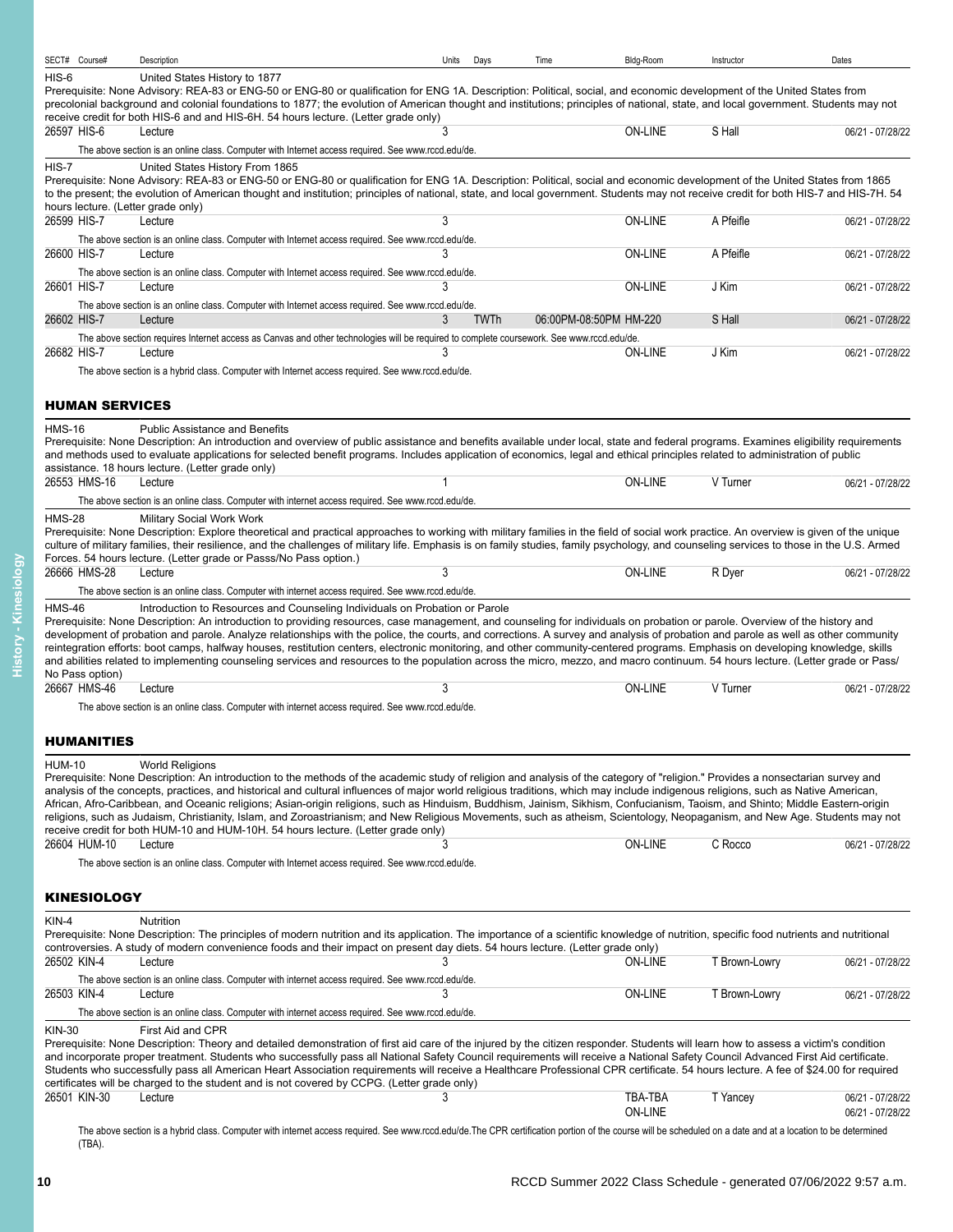| SECT# | Course# | Description | Units | Days | Time | Bldg-Room | Instructor | Dates |
|---|---|---|---|---|---|---|---|---|

**HIS-6** United States History to 1877

Prerequisite: None Advisory: REA-83 or ENG-50 or ENG-80 or qualification for ENG 1A. Description: Political, social, and economic development of the United States from precolonial background and colonial foundations to 1877; the evolution of American thought and institutions; principles of national, state, and local government. Students may not receive credit for both HIS-6 and HIS-6H. 54 hours lecture. (Letter grade only)

| SECT# | Course# | Description | Units | Days | Time | Bldg-Room | Instructor | Dates |
|---|---|---|---|---|---|---|---|---|
| 26597 | HIS-6 | Lecture | 3 | | | ON-LINE | S Hall | 06/21 - 07/28/22 |

The above section is an online class. Computer with Internet access required. See www.rccd.edu/de.

**HIS-7** United States History From 1865

Prerequisite: None Advisory: REA-83 or ENG-50 or ENG-80 or qualification for ENG 1A. Description: Political, social and economic development of the United States from 1865 to the present; the evolution of American thought and institution; principles of national, state, and local government. Students may not receive credit for both HIS-7 and HIS-7H. 54 hours lecture. (Letter grade only)

| SECT# | Course# | Description | Units | Days | Time | Bldg-Room | Instructor | Dates |
|---|---|---|---|---|---|---|---|---|
| 26599 | HIS-7 | Lecture | 3 | | | ON-LINE | A Pfeifle | 06/21 - 07/28/22 |

The above section is an online class. Computer with Internet access required. See www.rccd.edu/de.

| SECT# | Course# | Description | Units | Days | Time | Bldg-Room | Instructor | Dates |
|---|---|---|---|---|---|---|---|---|
| 26600 | HIS-7 | Lecture | 3 | | | ON-LINE | A Pfeifle | 06/21 - 07/28/22 |

The above section is an online class. Computer with Internet access required. See www.rccd.edu/de.

| SECT# | Course# | Description | Units | Days | Time | Bldg-Room | Instructor | Dates |
|---|---|---|---|---|---|---|---|---|
| 26601 | HIS-7 | Lecture | 3 | | | ON-LINE | J Kim | 06/21 - 07/28/22 |

The above section is an online class. Computer with Internet access required. See www.rccd.edu/de.

| SECT# | Course# | Description | Units | Days | Time | Bldg-Room | Instructor | Dates |
|---|---|---|---|---|---|---|---|---|
| 26602 | HIS-7 | Lecture | 3 | TWTh | 06:00PM-08:50PM | HM-220 | S Hall | 06/21 - 07/28/22 |

The above section requires Internet access as Canvas and other technologies will be required to complete coursework. See www.rccd.edu/de.

| SECT# | Course# | Description | Units | Days | Time | Bldg-Room | Instructor | Dates |
|---|---|---|---|---|---|---|---|---|
| 26682 | HIS-7 | Lecture | 3 | | | ON-LINE | J Kim | 06/21 - 07/28/22 |

The above section is a hybrid class. Computer with Internet access required. See www.rccd.edu/de.

## HUMAN SERVICES

**HMS-16** Public Assistance and Benefits

Prerequisite: None Description: An introduction and overview of public assistance and benefits available under local, state and federal programs. Examines eligibility requirements and methods used to evaluate applications for selected benefit programs. Includes application of economics, legal and ethical principles related to administration of public assistance. 18 hours lecture. (Letter grade only)

| SECT# | Course# | Description | Units | Days | Time | Bldg-Room | Instructor | Dates |
|---|---|---|---|---|---|---|---|---|
| 26553 | HMS-16 | Lecture | 1 | | | ON-LINE | V Turner | 06/21 - 07/28/22 |

The above section is an online class. Computer with internet access required. See www.rccd.edu/de.

**HMS-28** Military Social Work Work

Prerequisite: None Description: Explore theoretical and practical approaches to working with military families in the field of social work practice. An overview is given of the unique culture of military families, their resilience, and the challenges of military life. Emphasis is on family studies, family psychology, and counseling services to those in the U.S. Armed Forces. 54 hours lecture. (Letter grade or Passs/No Pass option.)

| SECT# | Course# | Description | Units | Days | Time | Bldg-Room | Instructor | Dates |
|---|---|---|---|---|---|---|---|---|
| 26666 | HMS-28 | Lecture | 3 | | | ON-LINE | R Dyer | 06/21 - 07/28/22 |

The above section is an online class. Computer with internet access required. See www.rccd.edu/de.

**HMS-46** Introduction to Resources and Counseling Individuals on Probation or Parole

Prerequisite: None Description: An introduction to providing resources, case management, and counseling for individuals on probation or parole. Overview of the history and development of probation and parole. Analyze relationships with the police, the courts, and corrections. A survey and analysis of probation and parole as well as other community reintegration efforts: boot camps, halfway houses, restitution centers, electronic monitoring, and other community-centered programs. Emphasis on developing knowledge, skills and abilities related to implementing counseling services and resources to the population across the micro, mezzo, and macro continuum. 54 hours lecture. (Letter grade or Pass/No Pass option)

| SECT# | Course# | Description | Units | Days | Time | Bldg-Room | Instructor | Dates |
|---|---|---|---|---|---|---|---|---|
| 26667 | HMS-46 | Lecture | 3 | | | ON-LINE | V Turner | 06/21 - 07/28/22 |

The above section is an online class. Computer with internet access required. See www.rccd.edu/de.

## HUMANITIES

**HUM-10** World Religions

Prerequisite: None Description: An introduction to the methods of the academic study of religion and analysis of the category of "religion." Provides a nonsectarian survey and analysis of the concepts, practices, and historical and cultural influences of major world religious traditions, which may include indigenous religions, such as Native American, African, Afro-Caribbean, and Oceanic religions; Asian-origin religions, such as Hinduism, Buddhism, Jainism, Sikhism, Confucianism, Taoism, and Shinto; Middle Eastern-origin religions, such as Judaism, Christianity, Islam, and Zoroastrianism; and New Religious Movements, such as atheism, Scientology, Neopaganism, and New Age. Students may not receive credit for both HUM-10 and HUM-10H. 54 hours lecture. (Letter grade only)

| SECT# | Course# | Description | Units | Days | Time | Bldg-Room | Instructor | Dates |
|---|---|---|---|---|---|---|---|---|
| 26604 | HUM-10 | Lecture | 3 | | | ON-LINE | C Rocco | 06/21 - 07/28/22 |

The above section is an online class. Computer with Internet access required. See www.rccd.edu/de.

## KINESIOLOGY

**KIN-4** Nutrition

Prerequisite: None Description: The principles of modern nutrition and its application. The importance of a scientific knowledge of nutrition, specific food nutrients and nutritional controversies. A study of modern convenience foods and their impact on present day diets. 54 hours lecture. (Letter grade only)

| SECT# | Course# | Description | Units | Days | Time | Bldg-Room | Instructor | Dates |
|---|---|---|---|---|---|---|---|---|
| 26502 | KIN-4 | Lecture | 3 | | | ON-LINE | T Brown-Lowry | 06/21 - 07/28/22 |

The above section is an online class. Computer with internet access required. See www.rccd.edu/de.

| SECT# | Course# | Description | Units | Days | Time | Bldg-Room | Instructor | Dates |
|---|---|---|---|---|---|---|---|---|
| 26503 | KIN-4 | Lecture | 3 | | | ON-LINE | T Brown-Lowry | 06/21 - 07/28/22 |

The above section is an online class. Computer with internet access required. See www.rccd.edu/de.

**KIN-30** First Aid and CPR

Prerequisite: None Description: Theory and detailed demonstration of first aid care of the injured by the citizen responder. Students will learn how to assess a victim's condition and incorporate proper treatment. Students who successfully pass all National Safety Council requirements will receive a National Safety Council Advanced First Aid certificate. Students who successfully pass all American Heart Association requirements will receive a Healthcare Professional CPR certificate. 54 hours lecture. A fee of $24.00 for required certificates will be charged to the student and is not covered by CCPG. (Letter grade only)

| SECT# | Course# | Description | Units | Days | Time | Bldg-Room | Instructor | Dates |
|---|---|---|---|---|---|---|---|---|
| 26501 | KIN-30 | Lecture | 3 | | | TBA-TBA | T Yancey | 06/21 - 07/28/22 |
| | | | | | | ON-LINE | | 06/21 - 07/28/22 |

The above section is a hybrid class. Computer with internet access required. See www.rccd.edu/de.The CPR certification portion of the course will be scheduled on a date and at a location to be determined (TBA).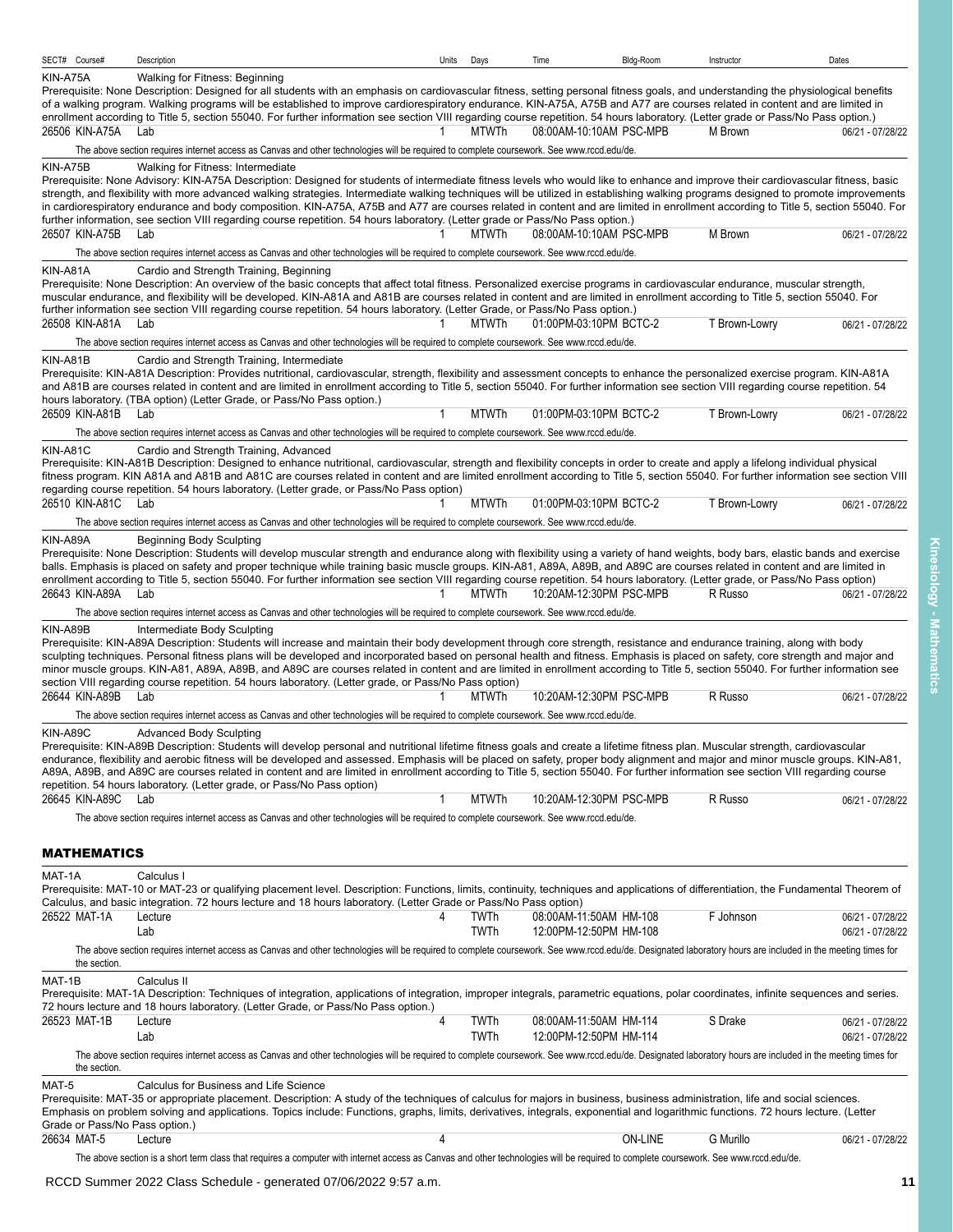| SECT# | Course# | Description | Units | Days | Time | Bldg-Room | Instructor | Dates |
|---|---|---|---|---|---|---|---|---|

**KIN-A75A** Walking for Fitness: Beginning

Prerequisite: None Description: Designed for all students with an emphasis on cardiovascular fitness, setting personal fitness goals, and understanding the physiological benefits of a walking program. Walking programs will be established to improve cardiorespiratory endurance. KIN-A75A, A75B and A77 are courses related in content and are limited in enrollment according to Title 5, section 55040. For further information see section VIII regarding course repetition. 54 hours laboratory. (Letter grade or Pass/No Pass option.)

| SECT# | Course# | Description | Units | Days | Time | Bldg-Room | Instructor | Dates |
|---|---|---|---|---|---|---|---|---|
| 26506 | KIN-A75A | Lab | 1 | MTWTh | 08:00AM-10:10AM | PSC-MPB | M Brown | 06/21 - 07/28/22 |

The above section requires internet access as Canvas and other technologies will be required to complete coursework. See www.rccd.edu/de.

**KIN-A75B** Walking for Fitness: Intermediate

Prerequisite: None Advisory: KIN-A75A Description: Designed for students of intermediate fitness levels who would like to enhance and improve their cardiovascular fitness, basic strength, and flexibility with more advanced walking strategies. Intermediate walking techniques will be utilized in establishing walking programs designed to promote improvements in cardiorespiratory endurance and body composition. KIN-A75A, A75B and A77 are courses related in content and are limited in enrollment according to Title 5, section 55040. For further information, see section VIII regarding course repetition. 54 hours laboratory. (Letter grade or Pass/No Pass option.)

| SECT# | Course# | Description | Units | Days | Time | Bldg-Room | Instructor | Dates |
|---|---|---|---|---|---|---|---|---|
| 26507 | KIN-A75B | Lab | 1 | MTWTh | 08:00AM-10:10AM | PSC-MPB | M Brown | 06/21 - 07/28/22 |

The above section requires internet access as Canvas and other technologies will be required to complete coursework. See www.rccd.edu/de.

**KIN-A81A** Cardio and Strength Training, Beginning

Prerequisite: None Description: An overview of the basic concepts that affect total fitness. Personalized exercise programs in cardiovascular endurance, muscular strength, muscular endurance, and flexibility will be developed. KIN-A81A and A81B are courses related in content and are limited in enrollment according to Title 5, section 55040. For further information see section VIII regarding course repetition. 54 hours laboratory. (Letter Grade, or Pass/No Pass option.)

| SECT# | Course# | Description | Units | Days | Time | Bldg-Room | Instructor | Dates |
|---|---|---|---|---|---|---|---|---|
| 26508 | KIN-A81A | Lab | 1 | MTWTh | 01:00PM-03:10PM | BCTC-2 | T Brown-Lowry | 06/21 - 07/28/22 |

The above section requires internet access as Canvas and other technologies will be required to complete coursework. See www.rccd.edu/de.

**KIN-A81B** Cardio and Strength Training, Intermediate

Prerequisite: KIN-A81A Description: Provides nutritional, cardiovascular, strength, flexibility and assessment concepts to enhance the personalized exercise program. KIN-A81A and A81B are courses related in content and are limited in enrollment according to Title 5, section 55040. For further information see section VIII regarding course repetition. 54 hours laboratory. (TBA option) (Letter Grade, or Pass/No Pass option.)

| SECT# | Course# | Description | Units | Days | Time | Bldg-Room | Instructor | Dates |
|---|---|---|---|---|---|---|---|---|
| 26509 | KIN-A81B | Lab | 1 | MTWTh | 01:00PM-03:10PM | BCTC-2 | T Brown-Lowry | 06/21 - 07/28/22 |

The above section requires internet access as Canvas and other technologies will be required to complete coursework. See www.rccd.edu/de.

**KIN-A81C** Cardio and Strength Training, Advanced

Prerequisite: KIN-A81B Description: Designed to enhance nutritional, cardiovascular, strength and flexibility concepts in order to create and apply a lifelong individual physical fitness program. KIN A81A and A81B and A81C are courses related in content and are limited enrollment according to Title 5, section 55040. For further information see section VIII regarding course repetition. 54 hours laboratory. (Letter grade, or Pass/No Pass option)

| SECT# | Course# | Description | Units | Days | Time | Bldg-Room | Instructor | Dates |
|---|---|---|---|---|---|---|---|---|
| 26510 | KIN-A81C | Lab | 1 | MTWTh | 01:00PM-03:10PM | BCTC-2 | T Brown-Lowry | 06/21 - 07/28/22 |

The above section requires internet access as Canvas and other technologies will be required to complete coursework. See www.rccd.edu/de.

**KIN-A89A** Beginning Body Sculpting

Prerequisite: None Description: Students will develop muscular strength and endurance along with flexibility using a variety of hand weights, body bars, elastic bands and exercise balls. Emphasis is placed on safety and proper technique while training basic muscle groups. KIN-A81, A89A, A89B, and A89C are courses related in content and are limited in enrollment according to Title 5, section 55040. For further information see section VIII regarding course repetition. 54 hours laboratory. (Letter grade, or Pass/No Pass option)

| SECT# | Course# | Description | Units | Days | Time | Bldg-Room | Instructor | Dates |
|---|---|---|---|---|---|---|---|---|
| 26643 | KIN-A89A | Lab | 1 | MTWTh | 10:20AM-12:30PM | PSC-MPB | R Russo | 06/21 - 07/28/22 |

The above section requires internet access as Canvas and other technologies will be required to complete coursework. See www.rccd.edu/de.

**KIN-A89B** Intermediate Body Sculpting

Prerequisite: KIN-A89A Description: Students will increase and maintain their body development through core strength, resistance and endurance training, along with body sculpting techniques. Personal fitness plans will be developed and incorporated based on personal health and fitness. Emphasis is placed on safety, core strength and major and minor muscle groups. KIN-A81, A89A, A89B, and A89C are courses related in content and are limited in enrollment according to Title 5, section 55040. For further information see section VIII regarding course repetition. 54 hours laboratory. (Letter grade, or Pass/No Pass option)

| SECT# | Course# | Description | Units | Days | Time | Bldg-Room | Instructor | Dates |
|---|---|---|---|---|---|---|---|---|
| 26644 | KIN-A89B | Lab | 1 | MTWTh | 10:20AM-12:30PM | PSC-MPB | R Russo | 06/21 - 07/28/22 |

The above section requires internet access as Canvas and other technologies will be required to complete coursework. See www.rccd.edu/de.

**KIN-A89C** Advanced Body Sculpting

Prerequisite: KIN-A89B Description: Students will develop personal and nutritional lifetime fitness goals and create a lifetime fitness plan. Muscular strength, cardiovascular endurance, flexibility and aerobic fitness will be developed and assessed. Emphasis will be placed on safety, proper body alignment and major and minor muscle groups. KIN-A81, A89A, A89B, and A89C are courses related in content and are limited in enrollment according to Title 5, section 55040. For further information see section VIII regarding course repetition. 54 hours laboratory. (Letter grade, or Pass/No Pass option)

| SECT# | Course# | Description | Units | Days | Time | Bldg-Room | Instructor | Dates |
|---|---|---|---|---|---|---|---|---|
| 26645 | KIN-A89C | Lab | 1 | MTWTh | 10:20AM-12:30PM | PSC-MPB | R Russo | 06/21 - 07/28/22 |

The above section requires internet access as Canvas and other technologies will be required to complete coursework. See www.rccd.edu/de.

## MATHEMATICS

**MAT-1A** Calculus I

Prerequisite: MAT-10 or MAT-23 or qualifying placement level. Description: Functions, limits, continuity, techniques and applications of differentiation, the Fundamental Theorem of Calculus, and basic integration. 72 hours lecture and 18 hours laboratory. (Letter Grade or Pass/No Pass option)

| SECT# | Course# | Description | Units | Days | Time | Bldg-Room | Instructor | Dates |
|---|---|---|---|---|---|---|---|---|
| 26522 | MAT-1A | Lecture | 4 | TWTh | 08:00AM-11:50AM | HM-108 | F Johnson | 06/21 - 07/28/22 |
| | | Lab | | TWTh | 12:00PM-12:50PM | HM-108 | | 06/21 - 07/28/22 |

The above section requires internet access as Canvas and other technologies will be required to complete coursework. See www.rccd.edu/de. Designated laboratory hours are included in the meeting times for the section.

**MAT-1B** Calculus II

Prerequisite: MAT-1A Description: Techniques of integration, applications of integration, improper integrals, parametric equations, polar coordinates, infinite sequences and series. 72 hours lecture and 18 hours laboratory. (Letter Grade, or Pass/No Pass option.)

| SECT# | Course# | Description | Units | Days | Time | Bldg-Room | Instructor | Dates |
|---|---|---|---|---|---|---|---|---|
| 26523 | MAT-1B | Lecture | 4 | TWTh | 08:00AM-11:50AM | HM-114 | S Drake | 06/21 - 07/28/22 |
| | | Lab | | TWTh | 12:00PM-12:50PM | HM-114 | | 06/21 - 07/28/22 |

The above section requires internet access as Canvas and other technologies will be required to complete coursework. See www.rccd.edu/de. Designated laboratory hours are included in the meeting times for the section.

**MAT-5** Calculus for Business and Life Science

Prerequisite: MAT-35 or appropriate placement. Description: A study of the techniques of calculus for majors in business, business administration, life and social sciences. Emphasis on problem solving and applications. Topics include: Functions, graphs, limits, derivatives, integrals, exponential and logarithmic functions. 72 hours lecture. (Letter Grade or Pass/No Pass option.)

| SECT# | Course# | Description | Units | Days | Time | Bldg-Room | Instructor | Dates |
|---|---|---|---|---|---|---|---|---|
| 26634 | MAT-5 | Lecture | 4 | | | ON-LINE | G Murillo | 06/21 - 07/28/22 |

The above section is a short term class that requires a computer with internet access as Canvas and other technologies will be required to complete coursework. See www.rccd.edu/de.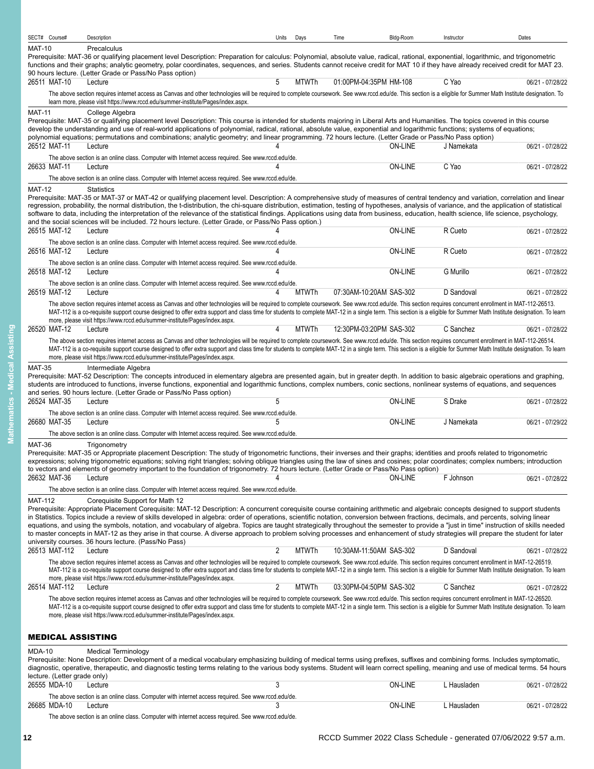| SECT# | Course# | Description | Units | Days | Time | Bldg-Room | Instructor | Dates |
|---|---|---|---|---|---|---|---|---|

**MAT-10** Precalculus

Prerequisite: MAT-36 or qualifying placement level Description: Preparation for calculus: Polynomial, absolute value, radical, rational, exponential, logarithmic, and trigonometric functions and their graphs; analytic geometry, polar coordinates, sequences, and series. Students cannot receive credit for MAT 10 if they have already received credit for MAT 23. 90 hours lecture. (Letter Grade or Pass/No Pass option)

| SECT# | Course# | Description | Units | Days | Time | Bldg-Room | Instructor | Dates |
|---|---|---|---|---|---|---|---|---|
| 26511 | MAT-10 | Lecture | 5 | MTWTh | 01:00PM-04:35PM | HM-108 | C Yao | 06/21 - 07/28/22 |

The above section requires internet access as Canvas and other technologies will be required to complete coursework. See www.rccd.edu/de. This section is a eligible for Summer Math Institute designation. To learn more, please visit https://www.rccd.edu/summer-institute/Pages/index.aspx.

**MAT-11** College Algebra

Prerequisite: MAT-35 or qualifying placement level Description: This course is intended for students majoring in Liberal Arts and Humanities. The topics covered in this course develop the understanding and use of real-world applications of polynomial, radical, rational, absolute value, exponential and logarithmic functions; systems of equations; polynomial equations; permutations and combinations; analytic geometry; and linear programming. 72 hours lecture. (Letter Grade or Pass/No Pass option)

| SECT# | Course# | Description | Units | Days | Time | Bldg-Room | Instructor | Dates |
|---|---|---|---|---|---|---|---|---|
| 26512 | MAT-11 | Lecture | 4 | | | ON-LINE | J Namekata | 06/21 - 07/28/22 |

The above section is an online class. Computer with Internet access required. See www.rccd.edu/de.

| SECT# | Course# | Description | Units | Days | Time | Bldg-Room | Instructor | Dates |
|---|---|---|---|---|---|---|---|---|
| 26633 | MAT-11 | Lecture | 4 | | | ON-LINE | C Yao | 06/21 - 07/28/22 |

The above section is an online class. Computer with Internet access required. See www.rccd.edu/de.

**MAT-12** Statistics

Prerequisite: MAT-35 or MAT-37 or MAT-42 or qualifying placement level. Description: A comprehensive study of measures of central tendency and variation, correlation and linear regression, probability, the normal distribution, the t-distribution, the chi-square distribution, estimation, testing of hypotheses, analysis of variance, and the application of statistical software to data, including the interpretation of the relevance of the statistical findings. Applications using data from business, education, health science, life science, psychology, and the social sciences will be included. 72 hours lecture. (Letter Grade, or Pass/No Pass option.)

| SECT# | Course# | Description | Units | Days | Time | Bldg-Room | Instructor | Dates |
|---|---|---|---|---|---|---|---|---|
| 26515 | MAT-12 | Lecture | 4 | | | ON-LINE | R Cueto | 06/21 - 07/28/22 |

The above section is an online class. Computer with Internet access required. See www.rccd.edu/de.

| SECT# | Course# | Description | Units | Days | Time | Bldg-Room | Instructor | Dates |
|---|---|---|---|---|---|---|---|---|
| 26516 | MAT-12 | Lecture | 4 | | | ON-LINE | R Cueto | 06/21 - 07/28/22 |

The above section is an online class. Computer with Internet access required. See www.rccd.edu/de.

| SECT# | Course# | Description | Units | Days | Time | Bldg-Room | Instructor | Dates |
|---|---|---|---|---|---|---|---|---|
| 26518 | MAT-12 | Lecture | 4 | | | ON-LINE | G Murillo | 06/21 - 07/28/22 |

The above section is an online class. Computer with Internet access required. See www.rccd.edu/de.

| SECT# | Course# | Description | Units | Days | Time | Bldg-Room | Instructor | Dates |
|---|---|---|---|---|---|---|---|---|
| 26519 | MAT-12 | Lecture | 4 | MTWTh | 07:30AM-10:20AM | SAS-302 | D Sandoval | 06/21 - 07/28/22 |

The above section requires internet access as Canvas and other technologies will be required to complete coursework. See www.rccd.edu/de. This section requires concurrent enrollment in MAT-112-26513. MAT-112 is a co-requisite support course designed to offer extra support and class time for students to complete MAT-12 in a single term. This section is a eligible for Summer Math Institute designation. To learn more, please visit https://www.rccd.edu/summer-institute/Pages/index.aspx.

| SECT# | Course# | Description | Units | Days | Time | Bldg-Room | Instructor | Dates |
|---|---|---|---|---|---|---|---|---|
| 26520 | MAT-12 | Lecture | 4 | MTWTh | 12:30PM-03:20PM | SAS-302 | C Sanchez | 06/21 - 07/28/22 |

The above section requires internet access as Canvas and other technologies will be required to complete coursework. See www.rccd.edu/de. This section requires concurrent enrollment in MAT-112-26514. MAT-112 is a co-requisite support course designed to offer extra support and class time for students to complete MAT-12 in a single term. This section is a eligible for Summer Math Institute designation. To learn more, please visit https://www.rccd.edu/summer-institute/Pages/index.aspx.

**MAT-35** Intermediate Algebra

Prerequisite: MAT-52 Description: The concepts introduced in elementary algebra are presented again, but in greater depth. In addition to basic algebraic operations and graphing, students are introduced to functions, inverse functions, exponential and logarithmic functions, complex numbers, conic sections, nonlinear systems of equations, and sequences and series. 90 hours lecture. (Letter Grade or Pass/No Pass option)

| SECT# | Course# | Description | Units | Days | Time | Bldg-Room | Instructor | Dates |
|---|---|---|---|---|---|---|---|---|
| 26524 | MAT-35 | Lecture | 5 | | | ON-LINE | S Drake | 06/21 - 07/28/22 |

The above section is an online class. Computer with Internet access required. See www.rccd.edu/de.

| SECT# | Course# | Description | Units | Days | Time | Bldg-Room | Instructor | Dates |
|---|---|---|---|---|---|---|---|---|
| 26680 | MAT-35 | Lecture | 5 | | | ON-LINE | J Namekata | 06/21 - 07/29/22 |

The above section is an online class. Computer with Internet access required. See www.rccd.edu/de.

**MAT-36** Trigonometry

Prerequisite: MAT-35 or Appropriate placement Description: The study of trigonometric functions, their inverses and their graphs; identities and proofs related to trigonometric expressions; solving trigonometric equations; solving right triangles; solving oblique triangles using the law of sines and cosines; polar coordinates; complex numbers; introduction to vectors and elements of geometry important to the foundation of trigonometry. 72 hours lecture. (Letter Grade or Pass/No Pass option)

| SECT# | Course# | Description | Units | Days | Time | Bldg-Room | Instructor | Dates |
|---|---|---|---|---|---|---|---|---|
| 26632 | MAT-36 | Lecture | 4 | | | ON-LINE | F Johnson | 06/21 - 07/28/22 |

The above section is an online class. Computer with Internet access required. See www.rccd.edu/de.

**MAT-112** Corequisite Support for Math 12

Prerequisite: Appropriate Placement Corequisite: MAT-12 Description: A concurrent corequisite course containing arithmetic and algebraic concepts designed to support students in Statistics. Topics include a review of skills developed in algebra: order of operations, scientific notation, conversion between fractions, decimals, and percents, solving linear equations, and using the symbols, notation, and vocabulary of algebra. Topics are taught strategically throughout the semester to provide a "just in time" instruction of skills needed to master concepts in MAT-12 as they arise in that course. A diverse approach to problem solving processes and enhancement of study strategies will prepare the student for later university courses. 36 hours lecture. (Pass/No Pass)

| SECT# | Course# | Description | Units | Days | Time | Bldg-Room | Instructor | Dates |
|---|---|---|---|---|---|---|---|---|
| 26513 | MAT-112 | Lecture | 2 | MTWTh | 10:30AM-11:50AM | SAS-302 | D Sandoval | 06/21 - 07/28/22 |

The above section requires internet access as Canvas and other technologies will be required to complete coursework. See www.rccd.edu/de. This section requires concurrent enrollment in MAT-12-26519. MAT-112 is a co-requisite support course designed to offer extra support and class time for students to complete MAT-12 in a single term. This section is a eligible for Summer Math Institute designation. To learn more, please visit https://www.rccd.edu/summer-institute/Pages/index.aspx.

| SECT# | Course# | Description | Units | Days | Time | Bldg-Room | Instructor | Dates |
|---|---|---|---|---|---|---|---|---|
| 26514 | MAT-112 | Lecture | 2 | MTWTh | 03:30PM-04:50PM | SAS-302 | C Sanchez | 06/21 - 07/28/22 |

The above section requires internet access as Canvas and other technologies will be required to complete coursework. See www.rccd.edu/de. This section requires concurrent enrollment in MAT-12-26520. MAT-112 is a co-requisite support course designed to offer extra support and class time for students to complete MAT-12 in a single term. This section is a eligible for Summer Math Institute designation. To learn more, please visit https://www.rccd.edu/summer-institute/Pages/index.aspx.

## MEDICAL ASSISTING

**MDA-10** Medical Terminology

Prerequisite: None Description: Development of a medical vocabulary emphasizing building of medical terms using prefixes, suffixes and combining forms. Includes symptomatic, diagnostic, operative, therapeutic, and diagnostic testing terms relating to the various body systems. Student will learn correct spelling, meaning and use of medical terms. 54 hours lecture. (Letter grade only)

| SECT# | Course# | Description | Units | Days | Time | Bldg-Room | Instructor | Dates |
|---|---|---|---|---|---|---|---|---|
| 26555 | MDA-10 | Lecture | 3 | | | ON-LINE | L Hausladen | 06/21 - 07/28/22 |

The above section is an online class. Computer with internet access required. See www.rccd.edu/de.

| SECT# | Course# | Description | Units | Days | Time | Bldg-Room | Instructor | Dates |
|---|---|---|---|---|---|---|---|---|
| 26685 | MDA-10 | Lecture | 3 | | | ON-LINE | L Hausladen | 06/21 - 07/28/22 |

The above section is an online class. Computer with internet access required. See www.rccd.edu/de.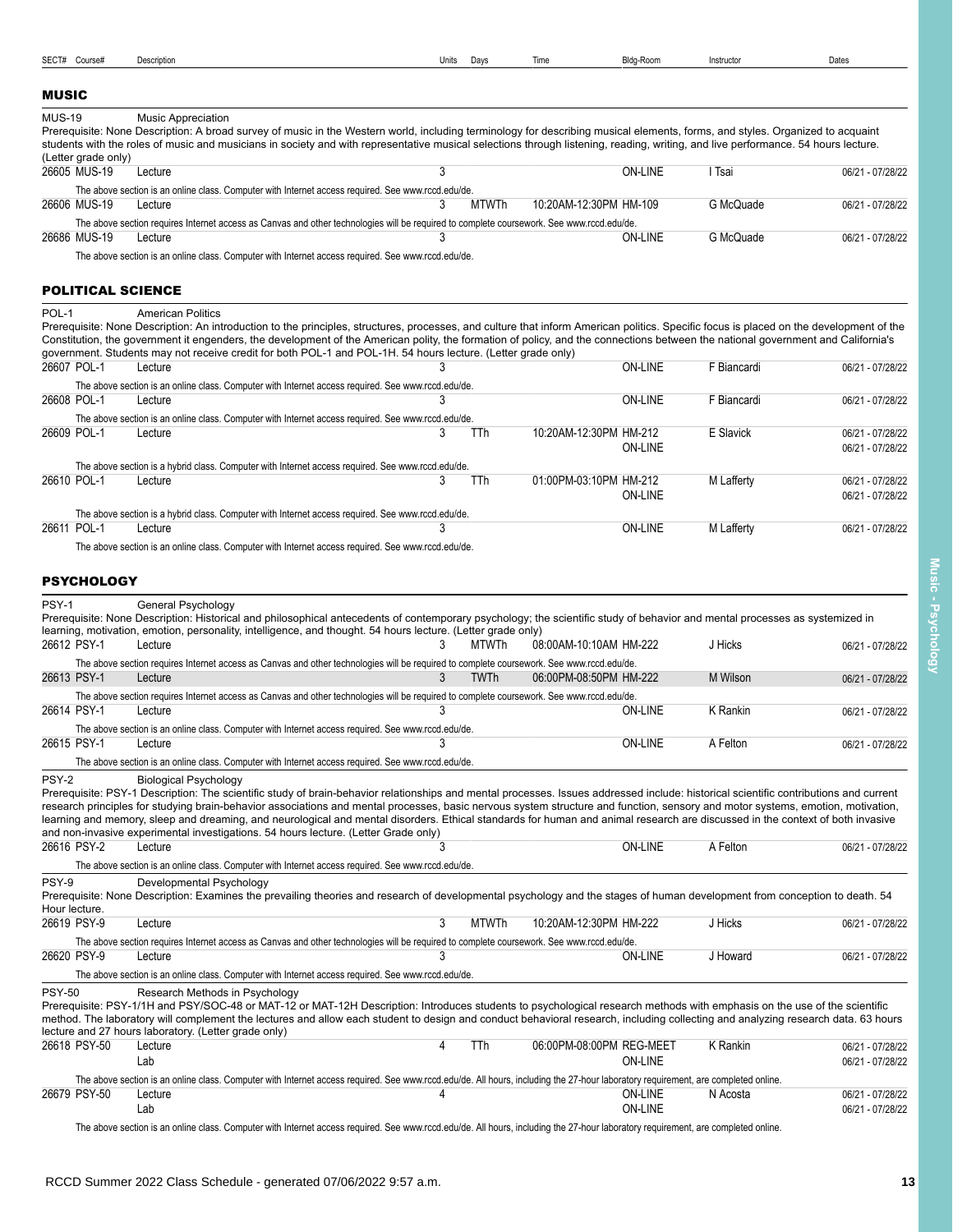## MUSIC

**MUS-19** Music Appreciation

Prerequisite: None Description: A broad survey of music in the Western world, including terminology for describing musical elements, forms, and styles. Organized to acquaint students with the roles of music and musicians in society and with representative musical selections through listening, reading, writing, and live performance. 54 hours lecture. (Letter grade only)

| SECT# | Course# | Description | Units | Days | Time | Bldg-Room | Instructor | Dates |
|---|---|---|---|---|---|---|---|---|
| 26605 | MUS-19 | Lecture | 3 | | | ON-LINE | I Tsai | 06/21 - 07/28/22 |
| | | The above section is an online class. Computer with Internet access required. See www.rccd.edu/de. | | | | | | |
| 26606 | MUS-19 | Lecture | 3 | MTWTh | 10:20AM-12:30PM | HM-109 | G McQuade | 06/21 - 07/28/22 |
| | | The above section requires Internet access as Canvas and other technologies will be required to complete coursework. See www.rccd.edu/de. | | | | | | |
| 26686 | MUS-19 | Lecture | 3 | | | ON-LINE | G McQuade | 06/21 - 07/28/22 |
| | | The above section is an online class. Computer with Internet access required. See www.rccd.edu/de. | | | | | | |

## POLITICAL SCIENCE

**POL-1** American Politics

Prerequisite: None Description: An introduction to the principles, structures, processes, and culture that inform American politics. Specific focus is placed on the development of the Constitution, the government it engenders, the development of the American polity, the formation of policy, and the connections between the national government and California's government. Students may not receive credit for both POL-1 and POL-1H. 54 hours lecture. (Letter grade only)

| SECT# | Course# | Description | Units | Days | Time | Bldg-Room | Instructor | Dates |
|---|---|---|---|---|---|---|---|---|
| 26607 | POL-1 | Lecture | 3 | | | ON-LINE | F Biancardi | 06/21 - 07/28/22 |
| | | The above section is an online class. Computer with Internet access required. See www.rccd.edu/de. | | | | | | |
| 26608 | POL-1 | Lecture | 3 | | | ON-LINE | F Biancardi | 06/21 - 07/28/22 |
| | | The above section is an online class. Computer with Internet access required. See www.rccd.edu/de. | | | | | | |
| 26609 | POL-1 | Lecture | 3 | TTh | 10:20AM-12:30PM | HM-212 | E Slavick | 06/21 - 07/28/22 |
| | | | | | | ON-LINE | | 06/21 - 07/28/22 |
| | | The above section is a hybrid class. Computer with Internet access required. See www.rccd.edu/de. | | | | | | |
| 26610 | POL-1 | Lecture | 3 | TTh | 01:00PM-03:10PM | HM-212 | M Lafferty | 06/21 - 07/28/22 |
| | | | | | | ON-LINE | | 06/21 - 07/28/22 |
| | | The above section is a hybrid class. Computer with Internet access required. See www.rccd.edu/de. | | | | | | |
| 26611 | POL-1 | Lecture | 3 | | | ON-LINE | M Lafferty | 06/21 - 07/28/22 |
| | | The above section is an online class. Computer with Internet access required. See www.rccd.edu/de. | | | | | | |

## PSYCHOLOGY

**PSY-1** General Psychology

Prerequisite: None Description: Historical and philosophical antecedents of contemporary psychology; the scientific study of behavior and mental processes as systemized in learning, motivation, emotion, personality, intelligence, and thought. 54 hours lecture. (Letter grade only)

| SECT# | Course# | Description | Units | Days | Time | Bldg-Room | Instructor | Dates |
|---|---|---|---|---|---|---|---|---|
| 26612 | PSY-1 | Lecture | 3 | MTWTh | 08:00AM-10:10AM | HM-222 | J Hicks | 06/21 - 07/28/22 |
| | | The above section requires Internet access as Canvas and other technologies will be required to complete coursework. See www.rccd.edu/de. | | | | | | |
| 26613 | PSY-1 | Lecture | 3 | TWTh | 06:00PM-08:50PM | HM-222 | M Wilson | 06/21 - 07/28/22 |
| | | The above section requires Internet access as Canvas and other technologies will be required to complete coursework. See www.rccd.edu/de. | | | | | | |
| 26614 | PSY-1 | Lecture | 3 | | | ON-LINE | K Rankin | 06/21 - 07/28/22 |
| | | The above section is an online class. Computer with Internet access required. See www.rccd.edu/de. | | | | | | |
| 26615 | PSY-1 | Lecture | 3 | | | ON-LINE | A Felton | 06/21 - 07/28/22 |
| | | The above section is an online class. Computer with Internet access required. See www.rccd.edu/de. | | | | | | |

**PSY-2** Biological Psychology

Prerequisite: PSY-1 Description: The scientific study of brain-behavior relationships and mental processes. Issues addressed include: historical scientific contributions and current research principles for studying brain-behavior associations and mental processes, basic nervous system structure and function, sensory and motor systems, emotion, motivation, learning and memory, sleep and dreaming, and neurological and mental disorders. Ethical standards for human and animal research are discussed in the context of both invasive and non-invasive experimental investigations. 54 hours lecture. (Letter Grade only)

| SECT# | Course# | Description | Units | Days | Time | Bldg-Room | Instructor | Dates |
|---|---|---|---|---|---|---|---|---|
| 26616 | PSY-2 | Lecture | 3 | | | ON-LINE | A Felton | 06/21 - 07/28/22 |
| | | The above section is an online class. Computer with Internet access required. See www.rccd.edu/de. | | | | | | |

**PSY-9** Developmental Psychology

Prerequisite: None Description: Examines the prevailing theories and research of developmental psychology and the stages of human development from conception to death. 54 Hour lecture.

| SECT# | Course# | Description | Units | Days | Time | Bldg-Room | Instructor | Dates |
|---|---|---|---|---|---|---|---|---|
| 26619 | PSY-9 | Lecture | 3 | MTWTh | 10:20AM-12:30PM | HM-222 | J Hicks | 06/21 - 07/28/22 |
| | | The above section requires Internet access as Canvas and other technologies will be required to complete coursework. See www.rccd.edu/de. | | | | | | |
| 26620 | PSY-9 | Lecture | 3 | | | ON-LINE | J Howard | 06/21 - 07/28/22 |
| | | The above section is an online class. Computer with Internet access required. See www.rccd.edu/de. | | | | | | |

**PSY-50** Research Methods in Psychology

Prerequisite: PSY-1/1H and PSY/SOC-48 or MAT-12 or MAT-12H Description: Introduces students to psychological research methods with emphasis on the use of the scientific method. The laboratory will complement the lectures and allow each student to design and conduct behavioral research, including collecting and analyzing research data. 63 hours lecture and 27 hours laboratory. (Letter grade only)

| SECT# | Course# | Description | Units | Days | Time | Bldg-Room | Instructor | Dates |
|---|---|---|---|---|---|---|---|---|
| 26618 | PSY-50 | Lecture | 4 | TTh | 06:00PM-08:00PM | REG-MEET | K Rankin | 06/21 - 07/28/22 |
| | | Lab | | | | ON-LINE | | 06/21 - 07/28/22 |
| | | The above section is an online class. Computer with Internet access required. See www.rccd.edu/de. All hours, including the 27-hour laboratory requirement, are completed online. | | | | | | |
| 26679 | PSY-50 | Lecture | 4 | | | ON-LINE | N Acosta | 06/21 - 07/28/22 |
| | | Lab | | | | ON-LINE | | 06/21 - 07/28/22 |
| | | The above section is an online class. Computer with Internet access required. See www.rccd.edu/de. All hours, including the 27-hour laboratory requirement, are completed online. | | | | | | |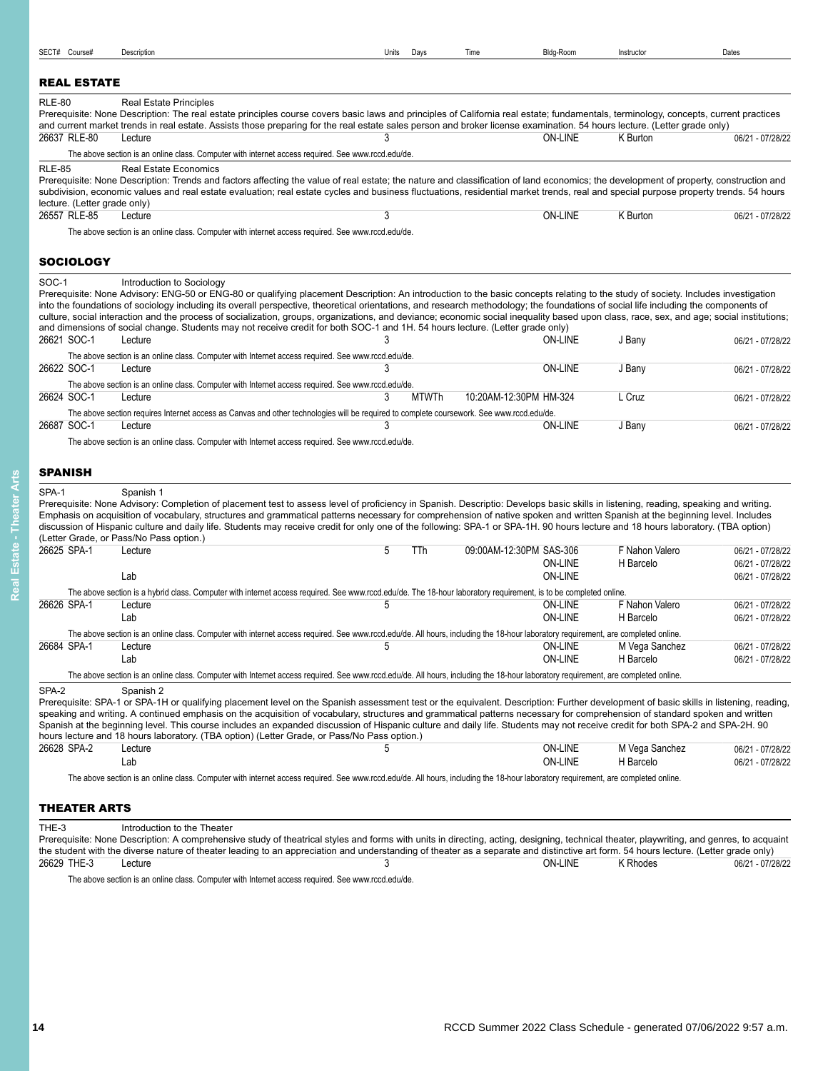| SECT# | Course# | Description | Units | Days | Time | Bldg-Room | Instructor | Dates |
|---|---|---|---|---|---|---|---|---|

## REAL ESTATE

**RLE-80** Real Estate Principles

Prerequisite: None Description: The real estate principles course covers basic laws and principles of California real estate; fundamentals, terminology, concepts, current practices and current market trends in real estate. Assists those preparing for the real estate sales person and broker license examination. 54 hours lecture. (Letter grade only)

| SECT# | Course# | Description | Units | Days | Time | Bldg-Room | Instructor | Dates |
|---|---|---|---|---|---|---|---|---|
| 26637 | RLE-80 | Lecture | 3 | | | ON-LINE | K Burton | 06/21 - 07/28/22 |

The above section is an online class. Computer with internet access required. See www.rccd.edu/de.

**RLE-85** Real Estate Economics

Prerequisite: None Description: Trends and factors affecting the value of real estate; the nature and classification of land economics; the development of property, construction and subdivision, economic values and real estate evaluation; real estate cycles and business fluctuations, residential market trends, real and special purpose property trends. 54 hours lecture. (Letter grade only)

| SECT# | Course# | Description | Units | Days | Time | Bldg-Room | Instructor | Dates |
|---|---|---|---|---|---|---|---|---|
| 26557 | RLE-85 | Lecture | 3 | | | ON-LINE | K Burton | 06/21 - 07/28/22 |

The above section is an online class. Computer with internet access required. See www.rccd.edu/de.

## SOCIOLOGY

**SOC-1** Introduction to Sociology

Prerequisite: None Advisory: ENG-50 or ENG-80 or qualifying placement Description: An introduction to the basic concepts relating to the study of society. Includes investigation into the foundations of sociology including its overall perspective, theoretical orientations, and research methodology; the foundations of social life including the components of culture, social interaction and the process of socialization, groups, organizations, and deviance; economic social inequality based upon class, race, sex, and age; social institutions; and dimensions of social change. Students may not receive credit for both SOC-1 and 1H. 54 hours lecture. (Letter grade only)

| SECT# | Course# | Description | Units | Days | Time | Bldg-Room | Instructor | Dates |
|---|---|---|---|---|---|---|---|---|
| 26621 | SOC-1 | Lecture | 3 | | | ON-LINE | J Bany | 06/21 - 07/28/22 |

The above section is an online class. Computer with Internet access required. See www.rccd.edu/de.

| SECT# | Course# | Description | Units | Days | Time | Bldg-Room | Instructor | Dates |
|---|---|---|---|---|---|---|---|---|
| 26622 | SOC-1 | Lecture | 3 | | | ON-LINE | J Bany | 06/21 - 07/28/22 |

The above section is an online class. Computer with Internet access required. See www.rccd.edu/de.

| SECT# | Course# | Description | Units | Days | Time | Bldg-Room | Instructor | Dates |
|---|---|---|---|---|---|---|---|---|
| 26624 | SOC-1 | Lecture | 3 | MTWTh | 10:20AM-12:30PM | HM-324 | L Cruz | 06/21 - 07/28/22 |

The above section requires Internet access as Canvas and other technologies will be required to complete coursework. See www.rccd.edu/de.

| SECT# | Course# | Description | Units | Days | Time | Bldg-Room | Instructor | Dates |
|---|---|---|---|---|---|---|---|---|
| 26687 | SOC-1 | Lecture | 3 | | | ON-LINE | J Bany | 06/21 - 07/28/22 |

The above section is an online class. Computer with Internet access required. See www.rccd.edu/de.

## SPANISH

**SPA-1** Spanish 1

Prerequisite: None Advisory: Completion of placement test to assess level of proficiency in Spanish. Descriptio: Develops basic skills in listening, reading, speaking and writing. Emphasis on acquisition of vocabulary, structures and grammatical patterns necessary for comprehension of native spoken and written Spanish at the beginning level. Includes discussion of Hispanic culture and daily life. Students may receive credit for only one of the following: SPA-1 or SPA-1H. 90 hours lecture and 18 hours laboratory. (TBA option) (Letter Grade, or Pass/No Pass option.)

| SECT# | Course# | Description | Units | Days | Time | Bldg-Room | Instructor | Dates |
|---|---|---|---|---|---|---|---|---|
| 26625 | SPA-1 | Lecture | 5 | TTh | 09:00AM-12:30PM | SAS-306 | F Nahon Valero | 06/21 - 07/28/22 |
| | | | | | | ON-LINE | H Barcelo | 06/21 - 07/28/22 |
| | | Lab | | | | ON-LINE | | 06/21 - 07/28/22 |

The above section is a hybrid class. Computer with internet access required. See www.rccd.edu/de. The 18-hour laboratory requirement, is to be completed online.

| SECT# | Course# | Description | Units | Days | Time | Bldg-Room | Instructor | Dates |
|---|---|---|---|---|---|---|---|---|
| 26626 | SPA-1 | Lecture | 5 | | | ON-LINE | F Nahon Valero | 06/21 - 07/28/22 |
| | | Lab | | | | ON-LINE | H Barcelo | 06/21 - 07/28/22 |

The above section is an online class. Computer with internet access required. See www.rccd.edu/de. All hours, including the 18-hour laboratory requirement, are completed online.

| SECT# | Course# | Description | Units | Days | Time | Bldg-Room | Instructor | Dates |
|---|---|---|---|---|---|---|---|---|
| 26684 | SPA-1 | Lecture | 5 | | | ON-LINE | M Vega Sanchez | 06/21 - 07/28/22 |
| | | Lab | | | | ON-LINE | H Barcelo | 06/21 - 07/28/22 |

The above section is an online class. Computer with Internet access required. See www.rccd.edu/de. All hours, including the 18-hour laboratory requirement, are completed online.

**SPA-2** Spanish 2

Prerequisite: SPA-1 or SPA-1H or qualifying placement level on the Spanish assessment test or the equivalent. Description: Further development of basic skills in listening, reading, speaking and writing. A continued emphasis on the acquisition of vocabulary, structures and grammatical patterns necessary for comprehension of standard spoken and written Spanish at the beginning level. This course includes an expanded discussion of Hispanic culture and daily life. Students may not receive credit for both SPA-2 and SPA-2H. 90 hours lecture and 18 hours laboratory. (TBA option) (Letter Grade, or Pass/No Pass option.)

| SECT# | Course# | Description | Units | Days | Time | Bldg-Room | Instructor | Dates |
|---|---|---|---|---|---|---|---|---|
| 26628 | SPA-2 | Lecture | 5 | | | ON-LINE | M Vega Sanchez | 06/21 - 07/28/22 |
| | | Lab | | | | ON-LINE | H Barcelo | 06/21 - 07/28/22 |

The above section is an online class. Computer with internet access required. See www.rccd.edu/de. All hours, including the 18-hour laboratory requirement, are completed online.

## THEATER ARTS

**THE-3** Introduction to the Theater

Prerequisite: None Description: A comprehensive study of theatrical styles and forms with units in directing, acting, designing, technical theater, playwriting, and genres, to acquaint the student with the diverse nature of theater leading to an appreciation and understanding of theater as a separate and distinctive art form. 54 hours lecture. (Letter grade only)

| SECT# | Course# | Description | Units | Days | Time | Bldg-Room | Instructor | Dates |
|---|---|---|---|---|---|---|---|---|
| 26629 | THE-3 | Lecture | 3 | | | ON-LINE | K Rhodes | 06/21 - 07/28/22 |

The above section is an online class. Computer with Internet access required. See www.rccd.edu/de.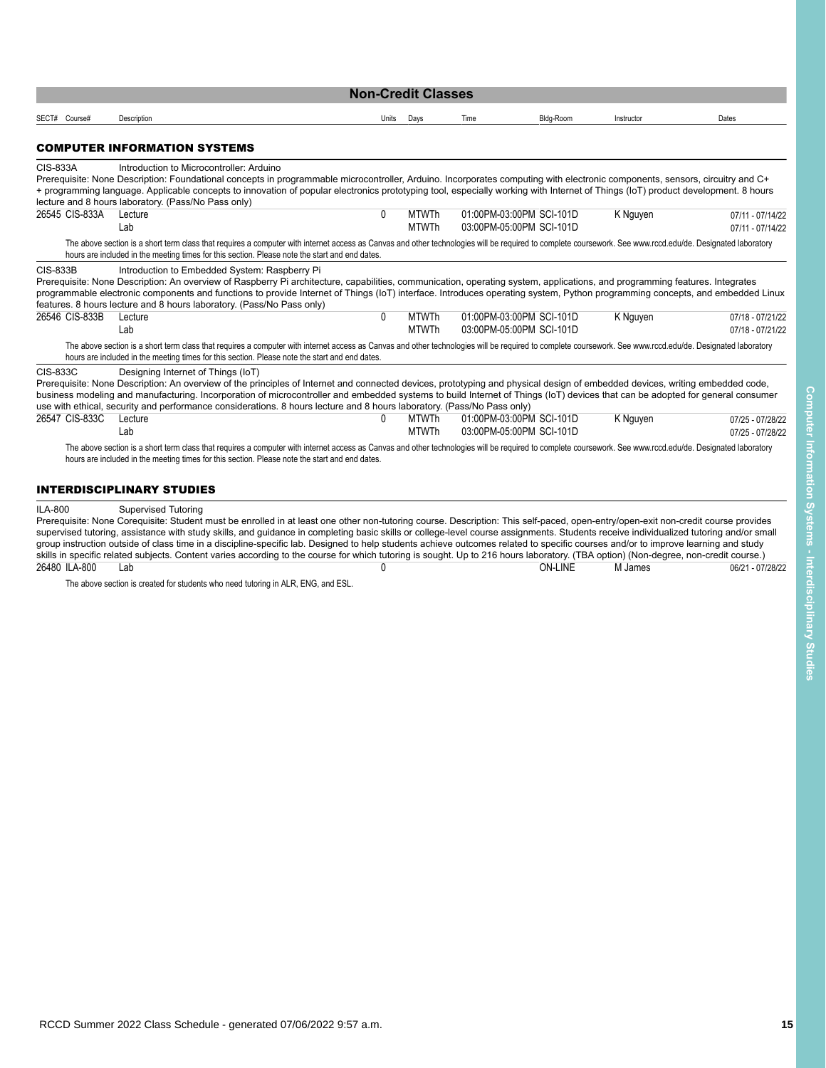## Non-Credit Classes

| SECT# | Course# | Description | Units | Days | Time | Bldg-Room | Instructor | Dates |
|---|---|---|---|---|---|---|---|---|

### COMPUTER INFORMATION SYSTEMS

**CIS-833A** Introduction to Microcontroller: Arduino

Prerequisite: None Description: Foundational concepts in programmable microcontroller, Arduino. Incorporates computing with electronic components, sensors, circuitry and C++ programming language. Applicable concepts to innovation of popular electronics prototyping tool, especially working with Internet of Things (IoT) product development. 8 hours lecture and 8 hours laboratory. (Pass/No Pass only)

| SECT# | Course# | Description | Units | Days | Time | Bldg-Room | Instructor | Dates |
|---|---|---|---|---|---|---|---|---|
| 26545 | CIS-833A | Lecture | 0 | MTWTh | 01:00PM-03:00PM | SCI-101D | K Nguyen | 07/11 - 07/14/22 |
| | | Lab | | MTWTh | 03:00PM-05:00PM | SCI-101D | | 07/11 - 07/14/22 |

The above section is a short term class that requires a computer with internet access as Canvas and other technologies will be required to complete coursework. See www.rccd.edu/de. Designated laboratory hours are included in the meeting times for this section. Please note the start and end dates.

**CIS-833B** Introduction to Embedded System: Raspberry Pi

Prerequisite: None Description: An overview of Raspberry Pi architecture, capabilities, communication, operating system, applications, and programming features. Integrates programmable electronic components and functions to provide Internet of Things (IoT) interface. Introduces operating system, Python programming concepts, and embedded Linux features. 8 hours lecture and 8 hours laboratory. (Pass/No Pass only)

| SECT# | Course# | Description | Units | Days | Time | Bldg-Room | Instructor | Dates |
|---|---|---|---|---|---|---|---|---|
| 26546 | CIS-833B | Lecture | 0 | MTWTh | 01:00PM-03:00PM | SCI-101D | K Nguyen | 07/18 - 07/21/22 |
| | | Lab | | MTWTh | 03:00PM-05:00PM | SCI-101D | | 07/18 - 07/21/22 |

The above section is a short term class that requires a computer with internet access as Canvas and other technologies will be required to complete coursework. See www.rccd.edu/de. Designated laboratory hours are included in the meeting times for this section. Please note the start and end dates.

**CIS-833C** Designing Internet of Things (IoT)

Prerequisite: None Description: An overview of the principles of Internet and connected devices, prototyping and physical design of embedded devices, writing embedded code, business modeling and manufacturing. Incorporation of microcontroller and embedded systems to build Internet of Things (IoT) devices that can be adopted for general consumer use with ethical, security and performance considerations. 8 hours lecture and 8 hours laboratory. (Pass/No Pass only)

| SECT# | Course# | Description | Units | Days | Time | Bldg-Room | Instructor | Dates |
|---|---|---|---|---|---|---|---|---|
| 26547 | CIS-833C | Lecture | 0 | MTWTh | 01:00PM-03:00PM | SCI-101D | K Nguyen | 07/25 - 07/28/22 |
| | | Lab | | MTWTh | 03:00PM-05:00PM | SCI-101D | | 07/25 - 07/28/22 |

The above section is a short term class that requires a computer with internet access as Canvas and other technologies will be required to complete coursework. See www.rccd.edu/de. Designated laboratory hours are included in the meeting times for this section. Please note the start and end dates.

### INTERDISCIPLINARY STUDIES

**ILA-800** Supervised Tutoring

Prerequisite: None Corequisite: Student must be enrolled in at least one other non-tutoring course. Description: This self-paced, open-entry/open-exit non-credit course provides supervised tutoring, assistance with study skills, and guidance in completing basic skills or college-level course assignments. Students receive individualized tutoring and/or small group instruction outside of class time in a discipline-specific lab. Designed to help students achieve outcomes related to specific courses and/or to improve learning and study skills in specific related subjects. Content varies according to the course for which tutoring is sought. Up to 216 hours laboratory. (TBA option) (Non-degree, non-credit course.)

| SECT# | Course# | Description | Units | Days | Time | Bldg-Room | Instructor | Dates |
|---|---|---|---|---|---|---|---|---|
| 26480 | ILA-800 | Lab | 0 | | | ON-LINE | M James | 06/21 - 07/28/22 |

The above section is created for students who need tutoring in ALR, ENG, and ESL.